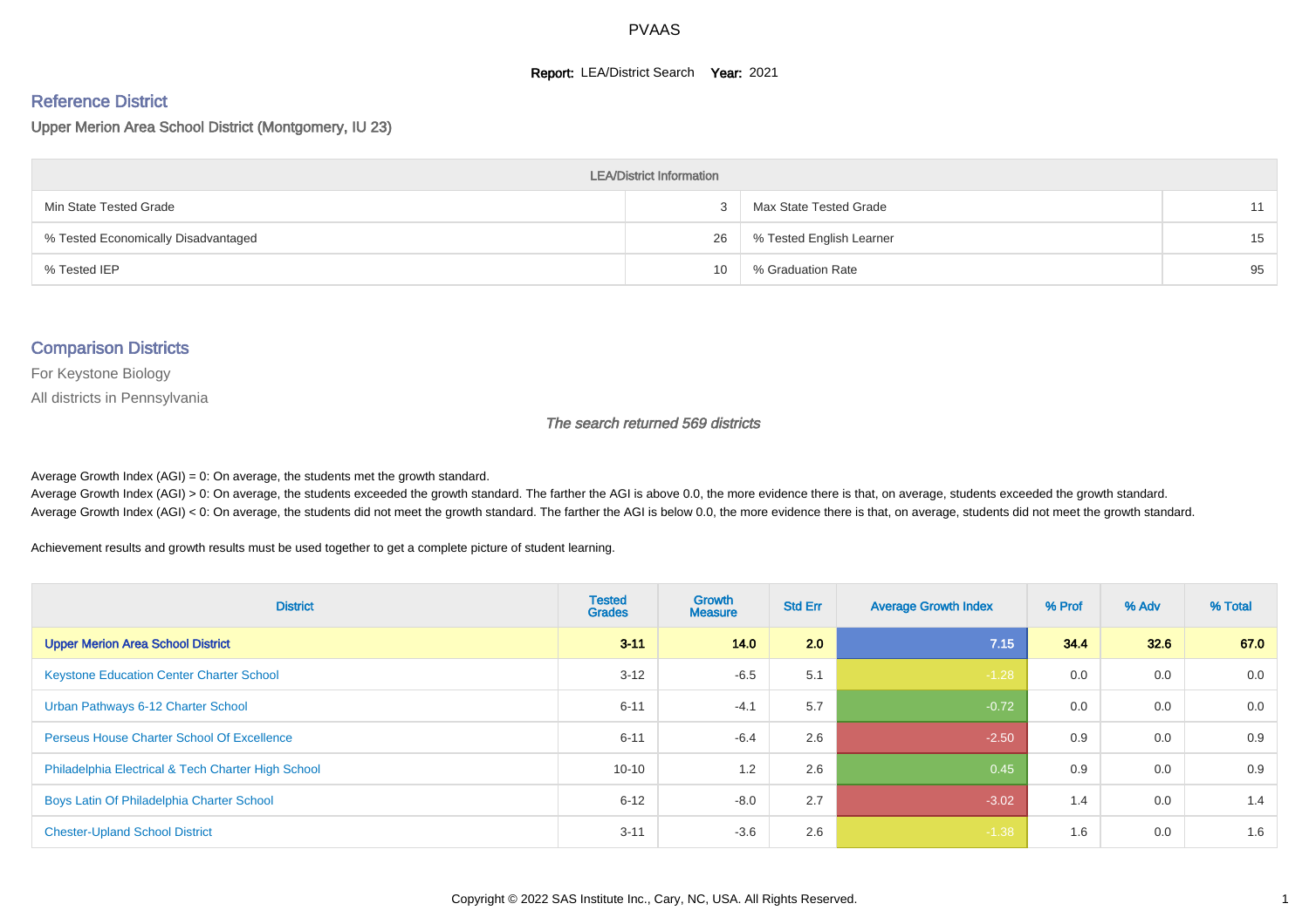# PVAAS

**Report:** LEA/District Search **Year:** 2021

## Reference District

### Upper Merion Area School District (Montgomery, IU 23)

| LEA/District Information | | | |
|---|---|---|---|
| Min State Tested Grade | 3 | Max State Tested Grade | 11 |
| % Tested Economically Disadvantaged | 26 | % Tested English Learner | 15 |
| % Tested IEP | 10 | % Graduation Rate | 95 |

## Comparison Districts

For Keystone Biology

All districts in Pennsylvania

*The search returned 569 districts*

Average Growth Index (AGI) = 0: On average, the students met the growth standard.
Average Growth Index (AGI) > 0: On average, the students exceeded the growth standard. The farther the AGI is above 0.0, the more evidence there is that, on average, students exceeded the growth standard.
Average Growth Index (AGI) < 0: On average, the students did not meet the growth standard. The farther the AGI is below 0.0, the more evidence there is that, on average, students did not meet the growth standard.

Achievement results and growth results must be used together to get a complete picture of student learning.

| District | Tested Grades | Growth Measure | Std Err | Average Growth Index | % Prof | % Adv | % Total |
|---|---|---|---|---|---|---|---|
| **Upper Merion Area School District** | **3-11** | **14.0** | **2.0** | **7.15** | **34.4** | **32.6** | **67.0** |
| Keystone Education Center Charter School | 3-12 | -6.5 | 5.1 | -1.28 | 0.0 | 0.0 | 0.0 |
| Urban Pathways 6-12 Charter School | 6-11 | -4.1 | 5.7 | -0.72 | 0.0 | 0.0 | 0.0 |
| Perseus House Charter School Of Excellence | 6-11 | -6.4 | 2.6 | -2.50 | 0.9 | 0.0 | 0.9 |
| Philadelphia Electrical & Tech Charter High School | 10-10 | 1.2 | 2.6 | 0.45 | 0.9 | 0.0 | 0.9 |
| Boys Latin Of Philadelphia Charter School | 6-12 | -8.0 | 2.7 | -3.02 | 1.4 | 0.0 | 1.4 |
| Chester-Upland School District | 3-11 | -3.6 | 2.6 | -1.38 | 1.6 | 0.0 | 1.6 |

Copyright © 2022 SAS Institute Inc., Cary, NC, USA. All Rights Reserved.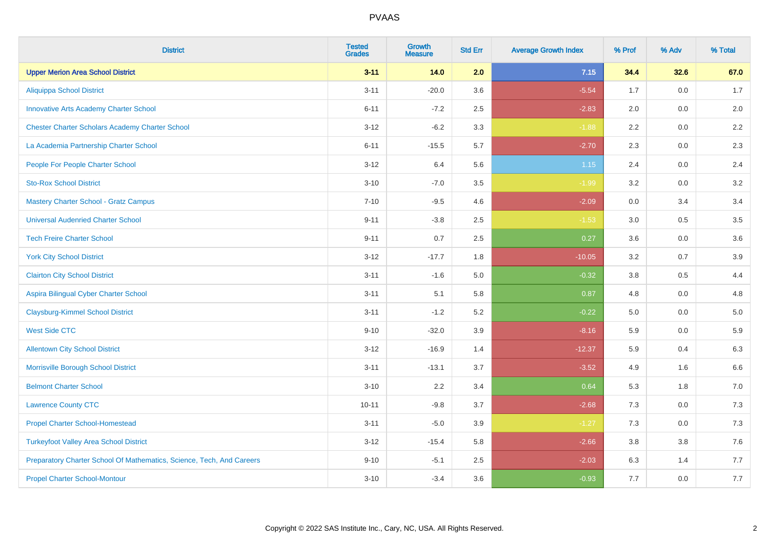# PVAAS

| District | Tested Grades | Growth Measure | Std Err | Average Growth Index | % Prof | % Adv | % Total |
|---|---|---|---|---|---|---|---|
| **Upper Merion Area School District** | **3-11** | **14.0** | **2.0** | **7.15** | **34.4** | **32.6** | **67.0** |
| Aliquippa School District | 3-11 | -20.0 | 3.6 | -5.54 | 1.7 | 0.0 | 1.7 |
| Innovative Arts Academy Charter School | 6-11 | -7.2 | 2.5 | -2.83 | 2.0 | 0.0 | 2.0 |
| Chester Charter Scholars Academy Charter School | 3-12 | -6.2 | 3.3 | -1.88 | 2.2 | 0.0 | 2.2 |
| La Academia Partnership Charter School | 6-11 | -15.5 | 5.7 | -2.70 | 2.3 | 0.0 | 2.3 |
| People For People Charter School | 3-12 | 6.4 | 5.6 | 1.15 | 2.4 | 0.0 | 2.4 |
| Sto-Rox School District | 3-10 | -7.0 | 3.5 | -1.99 | 3.2 | 0.0 | 3.2 |
| Mastery Charter School - Gratz Campus | 7-10 | -9.5 | 4.6 | -2.09 | 0.0 | 3.4 | 3.4 |
| Universal Audenried Charter School | 9-11 | -3.8 | 2.5 | -1.53 | 3.0 | 0.5 | 3.5 |
| Tech Freire Charter School | 9-11 | 0.7 | 2.5 | 0.27 | 3.6 | 0.0 | 3.6 |
| York City School District | 3-12 | -17.7 | 1.8 | -10.05 | 3.2 | 0.7 | 3.9 |
| Clairton City School District | 3-11 | -1.6 | 5.0 | -0.32 | 3.8 | 0.5 | 4.4 |
| Aspira Bilingual Cyber Charter School | 3-11 | 5.1 | 5.8 | 0.87 | 4.8 | 0.0 | 4.8 |
| Claysburg-Kimmel School District | 3-11 | -1.2 | 5.2 | -0.22 | 5.0 | 0.0 | 5.0 |
| West Side CTC | 9-10 | -32.0 | 3.9 | -8.16 | 5.9 | 0.0 | 5.9 |
| Allentown City School District | 3-12 | -16.9 | 1.4 | -12.37 | 5.9 | 0.4 | 6.3 |
| Morrisville Borough School District | 3-11 | -13.1 | 3.7 | -3.52 | 4.9 | 1.6 | 6.6 |
| Belmont Charter School | 3-10 | 2.2 | 3.4 | 0.64 | 5.3 | 1.8 | 7.0 |
| Lawrence County CTC | 10-11 | -9.8 | 3.7 | -2.68 | 7.3 | 0.0 | 7.3 |
| Propel Charter School-Homestead | 3-11 | -5.0 | 3.9 | -1.27 | 7.3 | 0.0 | 7.3 |
| Turkeyfoot Valley Area School District | 3-12 | -15.4 | 5.8 | -2.66 | 3.8 | 3.8 | 7.6 |
| Preparatory Charter School Of Mathematics, Science, Tech, And Careers | 9-10 | -5.1 | 2.5 | -2.03 | 6.3 | 1.4 | 7.7 |
| Propel Charter School-Montour | 3-10 | -3.4 | 3.6 | -0.93 | 7.7 | 0.0 | 7.7 |

Copyright © 2022 SAS Institute Inc., Cary, NC, USA. All Rights Reserved.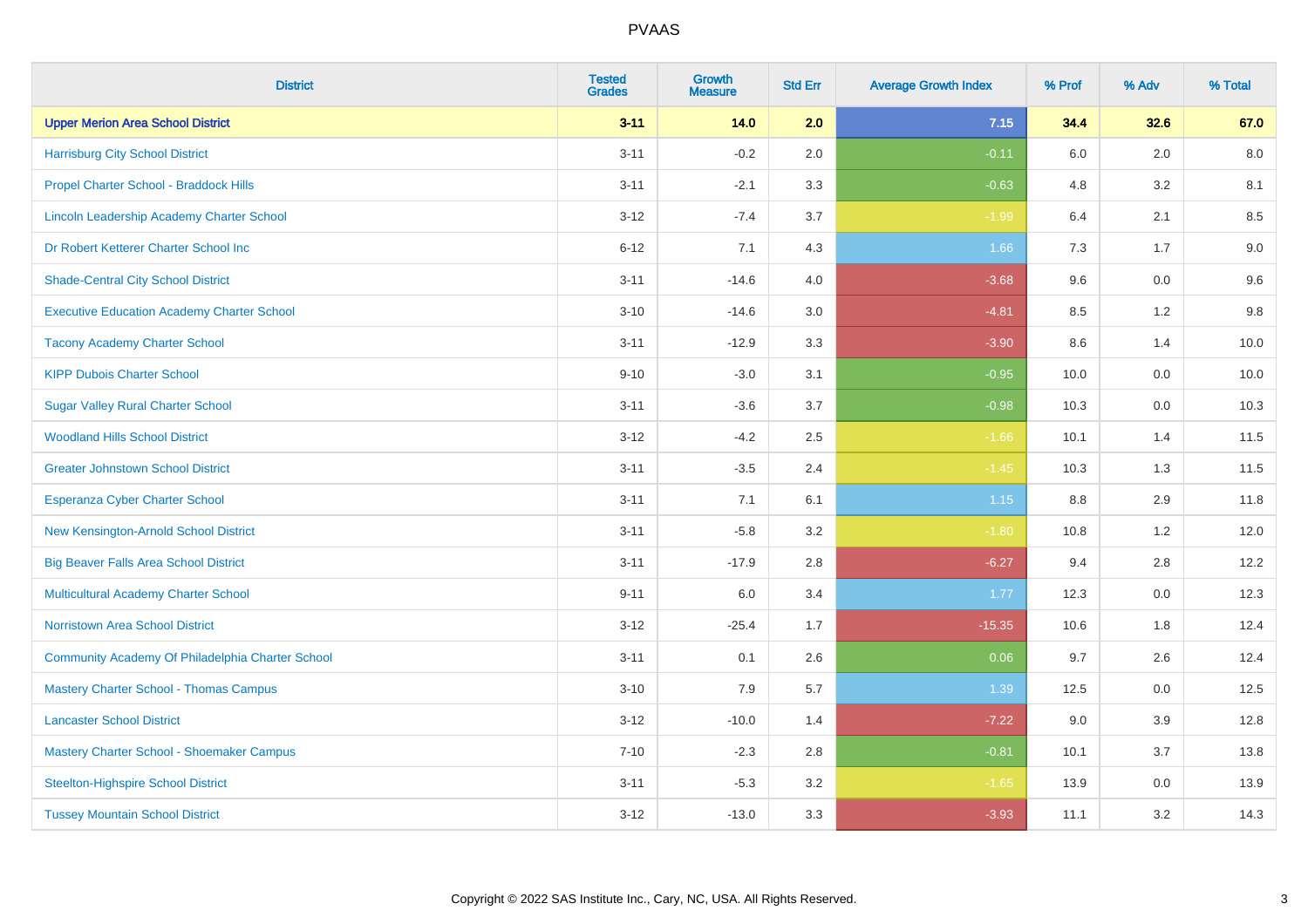# PVAAS

| District | Tested Grades | Growth Measure | Std Err | Average Growth Index | % Prof | % Adv | % Total |
|---|---|---|---|---|---|---|---|
| **Upper Merion Area School District** | **3-11** | **14.0** | **2.0** | **7.15** | **34.4** | **32.6** | **67.0** |
| Harrisburg City School District | 3-11 | -0.2 | 2.0 | -0.11 | 6.0 | 2.0 | 8.0 |
| Propel Charter School - Braddock Hills | 3-11 | -2.1 | 3.3 | -0.63 | 4.8 | 3.2 | 8.1 |
| Lincoln Leadership Academy Charter School | 3-12 | -7.4 | 3.7 | -1.99 | 6.4 | 2.1 | 8.5 |
| Dr Robert Ketterer Charter School Inc | 6-12 | 7.1 | 4.3 | 1.66 | 7.3 | 1.7 | 9.0 |
| Shade-Central City School District | 3-11 | -14.6 | 4.0 | -3.68 | 9.6 | 0.0 | 9.6 |
| Executive Education Academy Charter School | 3-10 | -14.6 | 3.0 | -4.81 | 8.5 | 1.2 | 9.8 |
| Tacony Academy Charter School | 3-11 | -12.9 | 3.3 | -3.90 | 8.6 | 1.4 | 10.0 |
| KIPP Dubois Charter School | 9-10 | -3.0 | 3.1 | -0.95 | 10.0 | 0.0 | 10.0 |
| Sugar Valley Rural Charter School | 3-11 | -3.6 | 3.7 | -0.98 | 10.3 | 0.0 | 10.3 |
| Woodland Hills School District | 3-12 | -4.2 | 2.5 | -1.66 | 10.1 | 1.4 | 11.5 |
| Greater Johnstown School District | 3-11 | -3.5 | 2.4 | -1.45 | 10.3 | 1.3 | 11.5 |
| Esperanza Cyber Charter School | 3-11 | 7.1 | 6.1 | 1.15 | 8.8 | 2.9 | 11.8 |
| New Kensington-Arnold School District | 3-11 | -5.8 | 3.2 | -1.80 | 10.8 | 1.2 | 12.0 |
| Big Beaver Falls Area School District | 3-11 | -17.9 | 2.8 | -6.27 | 9.4 | 2.8 | 12.2 |
| Multicultural Academy Charter School | 9-11 | 6.0 | 3.4 | 1.77 | 12.3 | 0.0 | 12.3 |
| Norristown Area School District | 3-12 | -25.4 | 1.7 | -15.35 | 10.6 | 1.8 | 12.4 |
| Community Academy Of Philadelphia Charter School | 3-11 | 0.1 | 2.6 | 0.06 | 9.7 | 2.6 | 12.4 |
| Mastery Charter School - Thomas Campus | 3-10 | 7.9 | 5.7 | 1.39 | 12.5 | 0.0 | 12.5 |
| Lancaster School District | 3-12 | -10.0 | 1.4 | -7.22 | 9.0 | 3.9 | 12.8 |
| Mastery Charter School - Shoemaker Campus | 7-10 | -2.3 | 2.8 | -0.81 | 10.1 | 3.7 | 13.8 |
| Steelton-Highspire School District | 3-11 | -5.3 | 3.2 | -1.65 | 13.9 | 0.0 | 13.9 |
| Tussey Mountain School District | 3-12 | -13.0 | 3.3 | -3.93 | 11.1 | 3.2 | 14.3 |

Copyright © 2022 SAS Institute Inc., Cary, NC, USA. All Rights Reserved.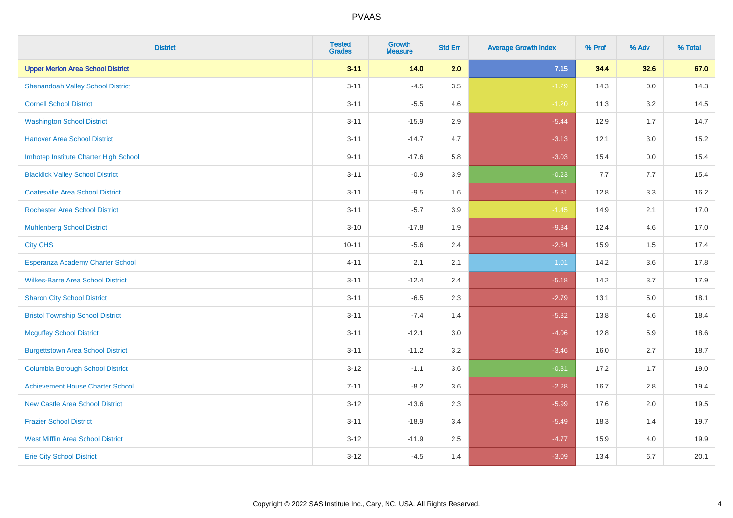| District | Tested Grades | Growth Measure | Std Err | Average Growth Index | % Prof | % Adv | % Total |
|---|---|---|---|---|---|---|---|
| **Upper Merion Area School District** | **3-11** | **14.0** | **2.0** | **7.15** | **34.4** | **32.6** | **67.0** |
| Shenandoah Valley School District | 3-11 | -4.5 | 3.5 | -1.29 | 14.3 | 0.0 | 14.3 |
| Cornell School District | 3-11 | -5.5 | 4.6 | -1.20 | 11.3 | 3.2 | 14.5 |
| Washington School District | 3-11 | -15.9 | 2.9 | -5.44 | 12.9 | 1.7 | 14.7 |
| Hanover Area School District | 3-11 | -14.7 | 4.7 | -3.13 | 12.1 | 3.0 | 15.2 |
| Imhotep Institute Charter High School | 9-11 | -17.6 | 5.8 | -3.03 | 15.4 | 0.0 | 15.4 |
| Blacklick Valley School District | 3-11 | -0.9 | 3.9 | -0.23 | 7.7 | 7.7 | 15.4 |
| Coatesville Area School District | 3-11 | -9.5 | 1.6 | -5.81 | 12.8 | 3.3 | 16.2 |
| Rochester Area School District | 3-11 | -5.7 | 3.9 | -1.45 | 14.9 | 2.1 | 17.0 |
| Muhlenberg School District | 3-10 | -17.8 | 1.9 | -9.34 | 12.4 | 4.6 | 17.0 |
| City CHS | 10-11 | -5.6 | 2.4 | -2.34 | 15.9 | 1.5 | 17.4 |
| Esperanza Academy Charter School | 4-11 | 2.1 | 2.1 | 1.01 | 14.2 | 3.6 | 17.8 |
| Wilkes-Barre Area School District | 3-11 | -12.4 | 2.4 | -5.18 | 14.2 | 3.7 | 17.9 |
| Sharon City School District | 3-11 | -6.5 | 2.3 | -2.79 | 13.1 | 5.0 | 18.1 |
| Bristol Township School District | 3-11 | -7.4 | 1.4 | -5.32 | 13.8 | 4.6 | 18.4 |
| Mcguffey School District | 3-11 | -12.1 | 3.0 | -4.06 | 12.8 | 5.9 | 18.6 |
| Burgettstown Area School District | 3-11 | -11.2 | 3.2 | -3.46 | 16.0 | 2.7 | 18.7 |
| Columbia Borough School District | 3-12 | -1.1 | 3.6 | -0.31 | 17.2 | 1.7 | 19.0 |
| Achievement House Charter School | 7-11 | -8.2 | 3.6 | -2.28 | 16.7 | 2.8 | 19.4 |
| New Castle Area School District | 3-12 | -13.6 | 2.3 | -5.99 | 17.6 | 2.0 | 19.5 |
| Frazier School District | 3-11 | -18.9 | 3.4 | -5.49 | 18.3 | 1.4 | 19.7 |
| West Mifflin Area School District | 3-12 | -11.9 | 2.5 | -4.77 | 15.9 | 4.0 | 19.9 |
| Erie City School District | 3-12 | -4.5 | 1.4 | -3.09 | 13.4 | 6.7 | 20.1 |

Copyright © 2022 SAS Institute Inc., Cary, NC, USA. All Rights Reserved.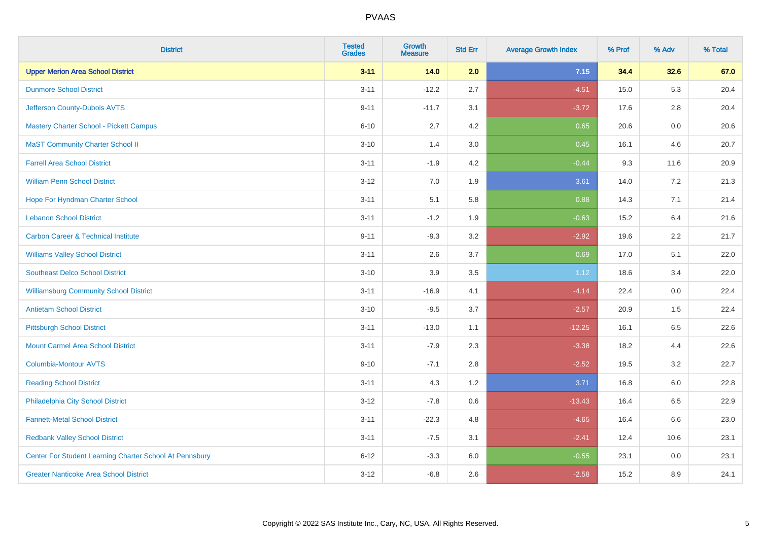# PVAAS

| District | Tested Grades | Growth Measure | Std Err | Average Growth Index | % Prof | % Adv | % Total |
|---|---|---|---|---|---|---|---|
| **Upper Merion Area School District** | **3-11** | **14.0** | **2.0** | **7.15** | **34.4** | **32.6** | **67.0** |
| Dunmore School District | 3-11 | -12.2 | 2.7 | -4.51 | 15.0 | 5.3 | 20.4 |
| Jefferson County-Dubois AVTS | 9-11 | -11.7 | 3.1 | -3.72 | 17.6 | 2.8 | 20.4 |
| Mastery Charter School - Pickett Campus | 6-10 | 2.7 | 4.2 | 0.65 | 20.6 | 0.0 | 20.6 |
| MaST Community Charter School II | 3-10 | 1.4 | 3.0 | 0.45 | 16.1 | 4.6 | 20.7 |
| Farrell Area School District | 3-11 | -1.9 | 4.2 | -0.44 | 9.3 | 11.6 | 20.9 |
| William Penn School District | 3-12 | 7.0 | 1.9 | 3.61 | 14.0 | 7.2 | 21.3 |
| Hope For Hyndman Charter School | 3-11 | 5.1 | 5.8 | 0.88 | 14.3 | 7.1 | 21.4 |
| Lebanon School District | 3-11 | -1.2 | 1.9 | -0.63 | 15.2 | 6.4 | 21.6 |
| Carbon Career & Technical Institute | 9-11 | -9.3 | 3.2 | -2.92 | 19.6 | 2.2 | 21.7 |
| Williams Valley School District | 3-11 | 2.6 | 3.7 | 0.69 | 17.0 | 5.1 | 22.0 |
| Southeast Delco School District | 3-10 | 3.9 | 3.5 | 1.12 | 18.6 | 3.4 | 22.0 |
| Williamsburg Community School District | 3-11 | -16.9 | 4.1 | -4.14 | 22.4 | 0.0 | 22.4 |
| Antietam School District | 3-10 | -9.5 | 3.7 | -2.57 | 20.9 | 1.5 | 22.4 |
| Pittsburgh School District | 3-11 | -13.0 | 1.1 | -12.25 | 16.1 | 6.5 | 22.6 |
| Mount Carmel Area School District | 3-11 | -7.9 | 2.3 | -3.38 | 18.2 | 4.4 | 22.6 |
| Columbia-Montour AVTS | 9-10 | -7.1 | 2.8 | -2.52 | 19.5 | 3.2 | 22.7 |
| Reading School District | 3-11 | 4.3 | 1.2 | 3.71 | 16.8 | 6.0 | 22.8 |
| Philadelphia City School District | 3-12 | -7.8 | 0.6 | -13.43 | 16.4 | 6.5 | 22.9 |
| Fannett-Metal School District | 3-11 | -22.3 | 4.8 | -4.65 | 16.4 | 6.6 | 23.0 |
| Redbank Valley School District | 3-11 | -7.5 | 3.1 | -2.41 | 12.4 | 10.6 | 23.1 |
| Center For Student Learning Charter School At Pennsbury | 6-12 | -3.3 | 6.0 | -0.55 | 23.1 | 0.0 | 23.1 |
| Greater Nanticoke Area School District | 3-12 | -6.8 | 2.6 | -2.58 | 15.2 | 8.9 | 24.1 |

Copyright © 2022 SAS Institute Inc., Cary, NC, USA. All Rights Reserved.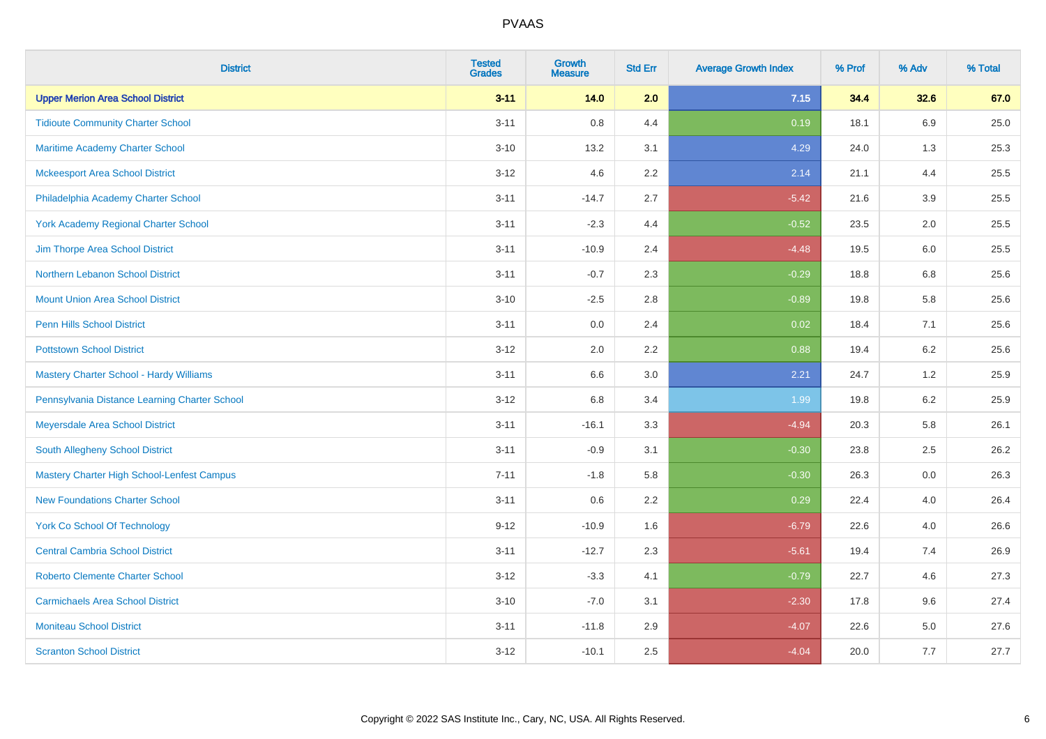# PVAAS

| District | Tested Grades | Growth Measure | Std Err | Average Growth Index | % Prof | % Adv | % Total |
|---|---|---|---|---|---|---|---|
| **Upper Merion Area School District** | **3-11** | **14.0** | **2.0** | **7.15** | **34.4** | **32.6** | **67.0** |
| Tidioute Community Charter School | 3-11 | 0.8 | 4.4 | 0.19 | 18.1 | 6.9 | 25.0 |
| Maritime Academy Charter School | 3-10 | 13.2 | 3.1 | 4.29 | 24.0 | 1.3 | 25.3 |
| Mckeesport Area School District | 3-12 | 4.6 | 2.2 | 2.14 | 21.1 | 4.4 | 25.5 |
| Philadelphia Academy Charter School | 3-11 | -14.7 | 2.7 | -5.42 | 21.6 | 3.9 | 25.5 |
| York Academy Regional Charter School | 3-11 | -2.3 | 4.4 | -0.52 | 23.5 | 2.0 | 25.5 |
| Jim Thorpe Area School District | 3-11 | -10.9 | 2.4 | -4.48 | 19.5 | 6.0 | 25.5 |
| Northern Lebanon School District | 3-11 | -0.7 | 2.3 | -0.29 | 18.8 | 6.8 | 25.6 |
| Mount Union Area School District | 3-10 | -2.5 | 2.8 | -0.89 | 19.8 | 5.8 | 25.6 |
| Penn Hills School District | 3-11 | 0.0 | 2.4 | 0.02 | 18.4 | 7.1 | 25.6 |
| Pottstown School District | 3-12 | 2.0 | 2.2 | 0.88 | 19.4 | 6.2 | 25.6 |
| Mastery Charter School - Hardy Williams | 3-11 | 6.6 | 3.0 | 2.21 | 24.7 | 1.2 | 25.9 |
| Pennsylvania Distance Learning Charter School | 3-12 | 6.8 | 3.4 | 1.99 | 19.8 | 6.2 | 25.9 |
| Meyersdale Area School District | 3-11 | -16.1 | 3.3 | -4.94 | 20.3 | 5.8 | 26.1 |
| South Allegheny School District | 3-11 | -0.9 | 3.1 | -0.30 | 23.8 | 2.5 | 26.2 |
| Mastery Charter High School-Lenfest Campus | 7-11 | -1.8 | 5.8 | -0.30 | 26.3 | 0.0 | 26.3 |
| New Foundations Charter School | 3-11 | 0.6 | 2.2 | 0.29 | 22.4 | 4.0 | 26.4 |
| York Co School Of Technology | 9-12 | -10.9 | 1.6 | -6.79 | 22.6 | 4.0 | 26.6 |
| Central Cambria School District | 3-11 | -12.7 | 2.3 | -5.61 | 19.4 | 7.4 | 26.9 |
| Roberto Clemente Charter School | 3-12 | -3.3 | 4.1 | -0.79 | 22.7 | 4.6 | 27.3 |
| Carmichaels Area School District | 3-10 | -7.0 | 3.1 | -2.30 | 17.8 | 9.6 | 27.4 |
| Moniteau School District | 3-11 | -11.8 | 2.9 | -4.07 | 22.6 | 5.0 | 27.6 |
| Scranton School District | 3-12 | -10.1 | 2.5 | -4.04 | 20.0 | 7.7 | 27.7 |

Copyright © 2022 SAS Institute Inc., Cary, NC, USA. All Rights Reserved.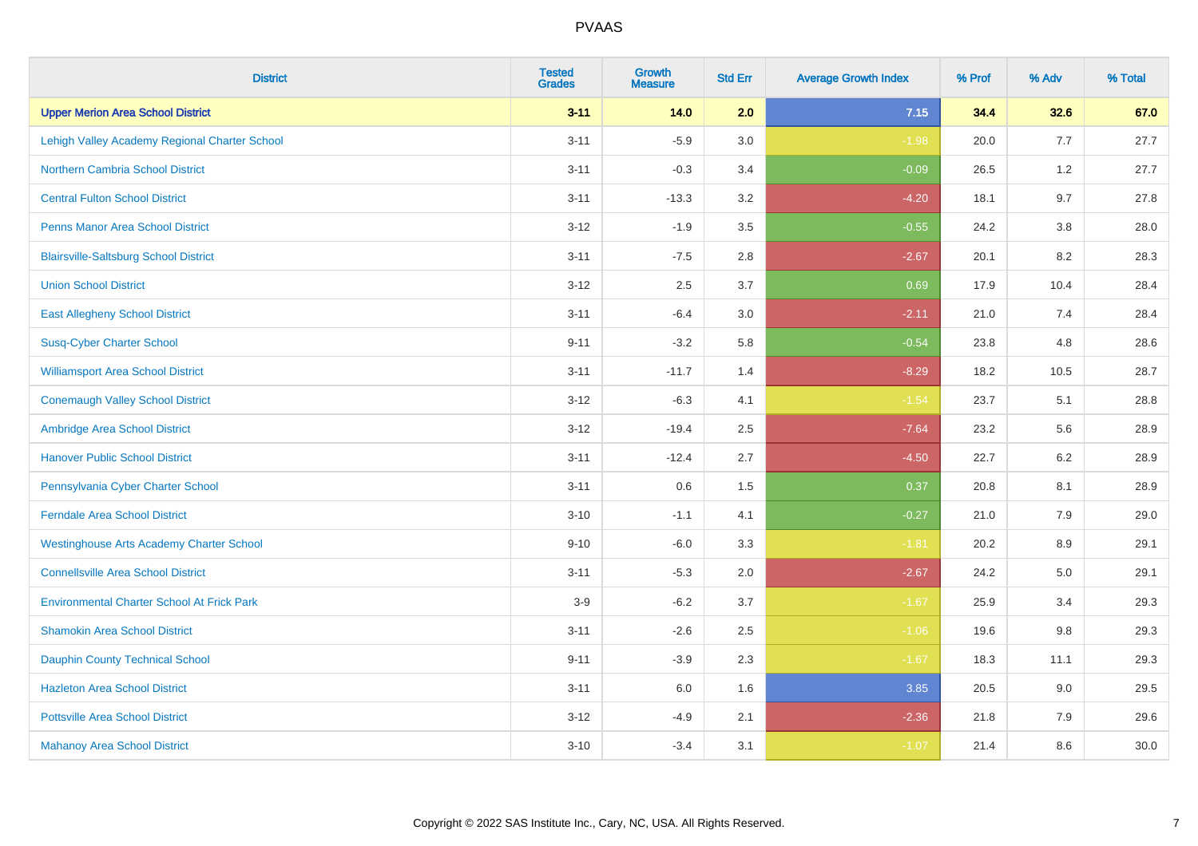| District | Tested Grades | Growth Measure | Std Err | Average Growth Index | % Prof | % Adv | % Total |
|---|---|---|---|---|---|---|---|
| **Upper Merion Area School District** | **3-11** | **14.0** | **2.0** | **7.15** | **34.4** | **32.6** | **67.0** |
| Lehigh Valley Academy Regional Charter School | 3-11 | -5.9 | 3.0 | -1.98 | 20.0 | 7.7 | 27.7 |
| Northern Cambria School District | 3-11 | -0.3 | 3.4 | -0.09 | 26.5 | 1.2 | 27.7 |
| Central Fulton School District | 3-11 | -13.3 | 3.2 | -4.20 | 18.1 | 9.7 | 27.8 |
| Penns Manor Area School District | 3-12 | -1.9 | 3.5 | -0.55 | 24.2 | 3.8 | 28.0 |
| Blairsville-Saltsburg School District | 3-11 | -7.5 | 2.8 | -2.67 | 20.1 | 8.2 | 28.3 |
| Union School District | 3-12 | 2.5 | 3.7 | 0.69 | 17.9 | 10.4 | 28.4 |
| East Allegheny School District | 3-11 | -6.4 | 3.0 | -2.11 | 21.0 | 7.4 | 28.4 |
| Susq-Cyber Charter School | 9-11 | -3.2 | 5.8 | -0.54 | 23.8 | 4.8 | 28.6 |
| Williamsport Area School District | 3-11 | -11.7 | 1.4 | -8.29 | 18.2 | 10.5 | 28.7 |
| Conemaugh Valley School District | 3-12 | -6.3 | 4.1 | -1.54 | 23.7 | 5.1 | 28.8 |
| Ambridge Area School District | 3-12 | -19.4 | 2.5 | -7.64 | 23.2 | 5.6 | 28.9 |
| Hanover Public School District | 3-11 | -12.4 | 2.7 | -4.50 | 22.7 | 6.2 | 28.9 |
| Pennsylvania Cyber Charter School | 3-11 | 0.6 | 1.5 | 0.37 | 20.8 | 8.1 | 28.9 |
| Ferndale Area School District | 3-10 | -1.1 | 4.1 | -0.27 | 21.0 | 7.9 | 29.0 |
| Westinghouse Arts Academy Charter School | 9-10 | -6.0 | 3.3 | -1.81 | 20.2 | 8.9 | 29.1 |
| Connellsville Area School District | 3-11 | -5.3 | 2.0 | -2.67 | 24.2 | 5.0 | 29.1 |
| Environmental Charter School At Frick Park | 3-9 | -6.2 | 3.7 | -1.67 | 25.9 | 3.4 | 29.3 |
| Shamokin Area School District | 3-11 | -2.6 | 2.5 | -1.06 | 19.6 | 9.8 | 29.3 |
| Dauphin County Technical School | 9-11 | -3.9 | 2.3 | -1.67 | 18.3 | 11.1 | 29.3 |
| Hazleton Area School District | 3-11 | 6.0 | 1.6 | 3.85 | 20.5 | 9.0 | 29.5 |
| Pottsville Area School District | 3-12 | -4.9 | 2.1 | -2.36 | 21.8 | 7.9 | 29.6 |
| Mahanoy Area School District | 3-10 | -3.4 | 3.1 | -1.07 | 21.4 | 8.6 | 30.0 |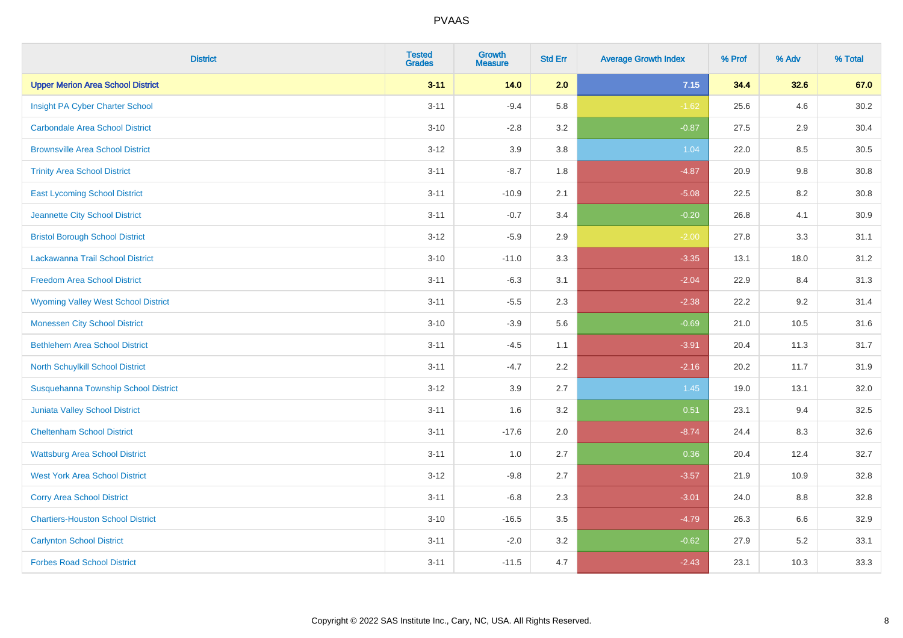| District | Tested Grades | Growth Measure | Std Err | Average Growth Index | % Prof | % Adv | % Total |
|---|---|---|---|---|---|---|---|
| **Upper Merion Area School District** | **3-11** | **14.0** | **2.0** | **7.15** | **34.4** | **32.6** | **67.0** |
| Insight PA Cyber Charter School | 3-11 | -9.4 | 5.8 | -1.62 | 25.6 | 4.6 | 30.2 |
| Carbondale Area School District | 3-10 | -2.8 | 3.2 | -0.87 | 27.5 | 2.9 | 30.4 |
| Brownsville Area School District | 3-12 | 3.9 | 3.8 | 1.04 | 22.0 | 8.5 | 30.5 |
| Trinity Area School District | 3-11 | -8.7 | 1.8 | -4.87 | 20.9 | 9.8 | 30.8 |
| East Lycoming School District | 3-11 | -10.9 | 2.1 | -5.08 | 22.5 | 8.2 | 30.8 |
| Jeannette City School District | 3-11 | -0.7 | 3.4 | -0.20 | 26.8 | 4.1 | 30.9 |
| Bristol Borough School District | 3-12 | -5.9 | 2.9 | -2.00 | 27.8 | 3.3 | 31.1 |
| Lackawanna Trail School District | 3-10 | -11.0 | 3.3 | -3.35 | 13.1 | 18.0 | 31.2 |
| Freedom Area School District | 3-11 | -6.3 | 3.1 | -2.04 | 22.9 | 8.4 | 31.3 |
| Wyoming Valley West School District | 3-11 | -5.5 | 2.3 | -2.38 | 22.2 | 9.2 | 31.4 |
| Monessen City School District | 3-10 | -3.9 | 5.6 | -0.69 | 21.0 | 10.5 | 31.6 |
| Bethlehem Area School District | 3-11 | -4.5 | 1.1 | -3.91 | 20.4 | 11.3 | 31.7 |
| North Schuylkill School District | 3-11 | -4.7 | 2.2 | -2.16 | 20.2 | 11.7 | 31.9 |
| Susquehanna Township School District | 3-12 | 3.9 | 2.7 | 1.45 | 19.0 | 13.1 | 32.0 |
| Juniata Valley School District | 3-11 | 1.6 | 3.2 | 0.51 | 23.1 | 9.4 | 32.5 |
| Cheltenham School District | 3-11 | -17.6 | 2.0 | -8.74 | 24.4 | 8.3 | 32.6 |
| Wattsburg Area School District | 3-11 | 1.0 | 2.7 | 0.36 | 20.4 | 12.4 | 32.7 |
| West York Area School District | 3-12 | -9.8 | 2.7 | -3.57 | 21.9 | 10.9 | 32.8 |
| Corry Area School District | 3-11 | -6.8 | 2.3 | -3.01 | 24.0 | 8.8 | 32.8 |
| Chartiers-Houston School District | 3-10 | -16.5 | 3.5 | -4.79 | 26.3 | 6.6 | 32.9 |
| Carlynton School District | 3-11 | -2.0 | 3.2 | -0.62 | 27.9 | 5.2 | 33.1 |
| Forbes Road School District | 3-11 | -11.5 | 4.7 | -2.43 | 23.1 | 10.3 | 33.3 |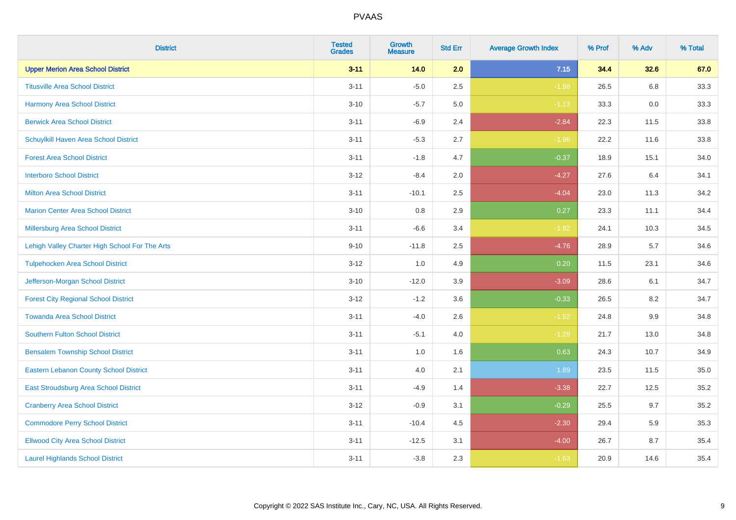# PVAAS

| District | Tested Grades | Growth Measure | Std Err | Average Growth Index | % Prof | % Adv | % Total |
|---|---|---|---|---|---|---|---|
| **Upper Merion Area School District** | **3-11** | **14.0** | **2.0** | **7.15** | **34.4** | **32.6** | **67.0** |
| Titusville Area School District | 3-11 | -5.0 | 2.5 | -1.98 | 26.5 | 6.8 | 33.3 |
| Harmony Area School District | 3-10 | -5.7 | 5.0 | -1.13 | 33.3 | 0.0 | 33.3 |
| Berwick Area School District | 3-11 | -6.9 | 2.4 | -2.84 | 22.3 | 11.5 | 33.8 |
| Schuylkill Haven Area School District | 3-11 | -5.3 | 2.7 | -1.96 | 22.2 | 11.6 | 33.8 |
| Forest Area School District | 3-11 | -1.8 | 4.7 | -0.37 | 18.9 | 15.1 | 34.0 |
| Interboro School District | 3-12 | -8.4 | 2.0 | -4.27 | 27.6 | 6.4 | 34.1 |
| Milton Area School District | 3-11 | -10.1 | 2.5 | -4.04 | 23.0 | 11.3 | 34.2 |
| Marion Center Area School District | 3-10 | 0.8 | 2.9 | 0.27 | 23.3 | 11.1 | 34.4 |
| Millersburg Area School District | 3-11 | -6.6 | 3.4 | -1.92 | 24.1 | 10.3 | 34.5 |
| Lehigh Valley Charter High School For The Arts | 9-10 | -11.8 | 2.5 | -4.76 | 28.9 | 5.7 | 34.6 |
| Tulpehocken Area School District | 3-12 | 1.0 | 4.9 | 0.20 | 11.5 | 23.1 | 34.6 |
| Jefferson-Morgan School District | 3-10 | -12.0 | 3.9 | -3.09 | 28.6 | 6.1 | 34.7 |
| Forest City Regional School District | 3-12 | -1.2 | 3.6 | -0.33 | 26.5 | 8.2 | 34.7 |
| Towanda Area School District | 3-11 | -4.0 | 2.6 | -1.52 | 24.8 | 9.9 | 34.8 |
| Southern Fulton School District | 3-11 | -5.1 | 4.0 | -1.29 | 21.7 | 13.0 | 34.8 |
| Bensalem Township School District | 3-11 | 1.0 | 1.6 | 0.63 | 24.3 | 10.7 | 34.9 |
| Eastern Lebanon County School District | 3-11 | 4.0 | 2.1 | 1.89 | 23.5 | 11.5 | 35.0 |
| East Stroudsburg Area School District | 3-11 | -4.9 | 1.4 | -3.38 | 22.7 | 12.5 | 35.2 |
| Cranberry Area School District | 3-12 | -0.9 | 3.1 | -0.29 | 25.5 | 9.7 | 35.2 |
| Commodore Perry School District | 3-11 | -10.4 | 4.5 | -2.30 | 29.4 | 5.9 | 35.3 |
| Ellwood City Area School District | 3-11 | -12.5 | 3.1 | -4.00 | 26.7 | 8.7 | 35.4 |
| Laurel Highlands School District | 3-11 | -3.8 | 2.3 | -1.63 | 20.9 | 14.6 | 35.4 |

Copyright © 2022 SAS Institute Inc., Cary, NC, USA. All Rights Reserved.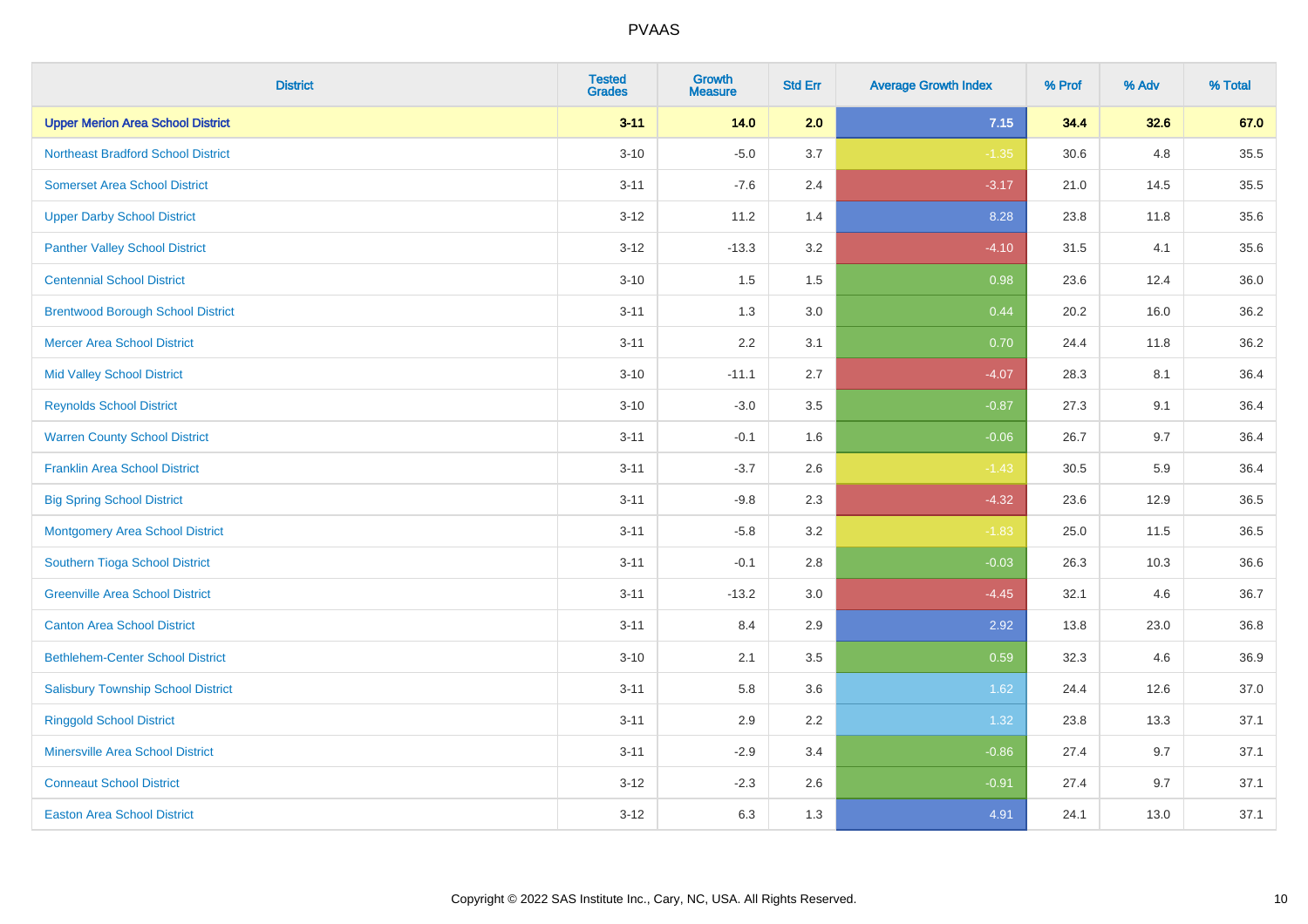| District | Tested Grades | Growth Measure | Std Err | Average Growth Index | % Prof | % Adv | % Total |
|---|---|---|---|---|---|---|---|
| **Upper Merion Area School District** | **3-11** | **14.0** | **2.0** | **7.15** | **34.4** | **32.6** | **67.0** |
| Northeast Bradford School District | 3-10 | -5.0 | 3.7 | -1.35 | 30.6 | 4.8 | 35.5 |
| Somerset Area School District | 3-11 | -7.6 | 2.4 | -3.17 | 21.0 | 14.5 | 35.5 |
| Upper Darby School District | 3-12 | 11.2 | 1.4 | 8.28 | 23.8 | 11.8 | 35.6 |
| Panther Valley School District | 3-12 | -13.3 | 3.2 | -4.10 | 31.5 | 4.1 | 35.6 |
| Centennial School District | 3-10 | 1.5 | 1.5 | 0.98 | 23.6 | 12.4 | 36.0 |
| Brentwood Borough School District | 3-11 | 1.3 | 3.0 | 0.44 | 20.2 | 16.0 | 36.2 |
| Mercer Area School District | 3-11 | 2.2 | 3.1 | 0.70 | 24.4 | 11.8 | 36.2 |
| Mid Valley School District | 3-10 | -11.1 | 2.7 | -4.07 | 28.3 | 8.1 | 36.4 |
| Reynolds School District | 3-10 | -3.0 | 3.5 | -0.87 | 27.3 | 9.1 | 36.4 |
| Warren County School District | 3-11 | -0.1 | 1.6 | -0.06 | 26.7 | 9.7 | 36.4 |
| Franklin Area School District | 3-11 | -3.7 | 2.6 | -1.43 | 30.5 | 5.9 | 36.4 |
| Big Spring School District | 3-11 | -9.8 | 2.3 | -4.32 | 23.6 | 12.9 | 36.5 |
| Montgomery Area School District | 3-11 | -5.8 | 3.2 | -1.83 | 25.0 | 11.5 | 36.5 |
| Southern Tioga School District | 3-11 | -0.1 | 2.8 | -0.03 | 26.3 | 10.3 | 36.6 |
| Greenville Area School District | 3-11 | -13.2 | 3.0 | -4.45 | 32.1 | 4.6 | 36.7 |
| Canton Area School District | 3-11 | 8.4 | 2.9 | 2.92 | 13.8 | 23.0 | 36.8 |
| Bethlehem-Center School District | 3-10 | 2.1 | 3.5 | 0.59 | 32.3 | 4.6 | 36.9 |
| Salisbury Township School District | 3-11 | 5.8 | 3.6 | 1.62 | 24.4 | 12.6 | 37.0 |
| Ringgold School District | 3-11 | 2.9 | 2.2 | 1.32 | 23.8 | 13.3 | 37.1 |
| Minersville Area School District | 3-11 | -2.9 | 3.4 | -0.86 | 27.4 | 9.7 | 37.1 |
| Conneaut School District | 3-12 | -2.3 | 2.6 | -0.91 | 27.4 | 9.7 | 37.1 |
| Easton Area School District | 3-12 | 6.3 | 1.3 | 4.91 | 24.1 | 13.0 | 37.1 |

Copyright © 2022 SAS Institute Inc., Cary, NC, USA. All Rights Reserved.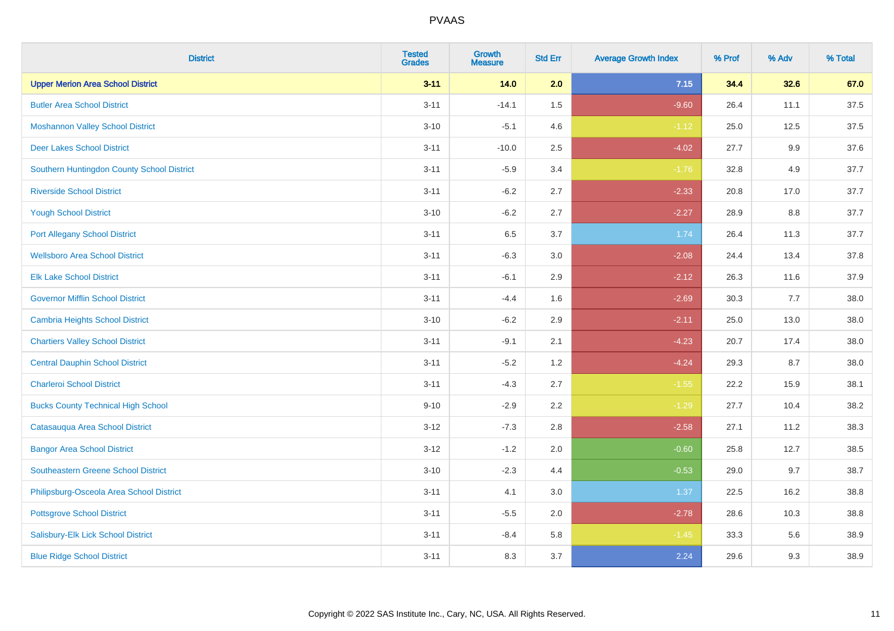| District | Tested Grades | Growth Measure | Std Err | Average Growth Index | % Prof | % Adv | % Total |
|---|---|---|---|---|---|---|---|
| **Upper Merion Area School District** | **3-11** | **14.0** | **2.0** | **7.15** | **34.4** | **32.6** | **67.0** |
| Butler Area School District | 3-11 | -14.1 | 1.5 | -9.60 | 26.4 | 11.1 | 37.5 |
| Moshannon Valley School District | 3-10 | -5.1 | 4.6 | -1.12 | 25.0 | 12.5 | 37.5 |
| Deer Lakes School District | 3-11 | -10.0 | 2.5 | -4.02 | 27.7 | 9.9 | 37.6 |
| Southern Huntingdon County School District | 3-11 | -5.9 | 3.4 | -1.76 | 32.8 | 4.9 | 37.7 |
| Riverside School District | 3-11 | -6.2 | 2.7 | -2.33 | 20.8 | 17.0 | 37.7 |
| Yough School District | 3-10 | -6.2 | 2.7 | -2.27 | 28.9 | 8.8 | 37.7 |
| Port Allegany School District | 3-11 | 6.5 | 3.7 | 1.74 | 26.4 | 11.3 | 37.7 |
| Wellsboro Area School District | 3-11 | -6.3 | 3.0 | -2.08 | 24.4 | 13.4 | 37.8 |
| Elk Lake School District | 3-11 | -6.1 | 2.9 | -2.12 | 26.3 | 11.6 | 37.9 |
| Governor Mifflin School District | 3-11 | -4.4 | 1.6 | -2.69 | 30.3 | 7.7 | 38.0 |
| Cambria Heights School District | 3-10 | -6.2 | 2.9 | -2.11 | 25.0 | 13.0 | 38.0 |
| Chartiers Valley School District | 3-11 | -9.1 | 2.1 | -4.23 | 20.7 | 17.4 | 38.0 |
| Central Dauphin School District | 3-11 | -5.2 | 1.2 | -4.24 | 29.3 | 8.7 | 38.0 |
| Charleroi School District | 3-11 | -4.3 | 2.7 | -1.55 | 22.2 | 15.9 | 38.1 |
| Bucks County Technical High School | 9-10 | -2.9 | 2.2 | -1.29 | 27.7 | 10.4 | 38.2 |
| Catasauqua Area School District | 3-12 | -7.3 | 2.8 | -2.58 | 27.1 | 11.2 | 38.3 |
| Bangor Area School District | 3-12 | -1.2 | 2.0 | -0.60 | 25.8 | 12.7 | 38.5 |
| Southeastern Greene School District | 3-10 | -2.3 | 4.4 | -0.53 | 29.0 | 9.7 | 38.7 |
| Philipsburg-Osceola Area School District | 3-11 | 4.1 | 3.0 | 1.37 | 22.5 | 16.2 | 38.8 |
| Pottsgrove School District | 3-11 | -5.5 | 2.0 | -2.78 | 28.6 | 10.3 | 38.8 |
| Salisbury-Elk Lick School District | 3-11 | -8.4 | 5.8 | -1.45 | 33.3 | 5.6 | 38.9 |
| Blue Ridge School District | 3-11 | 8.3 | 3.7 | 2.24 | 29.6 | 9.3 | 38.9 |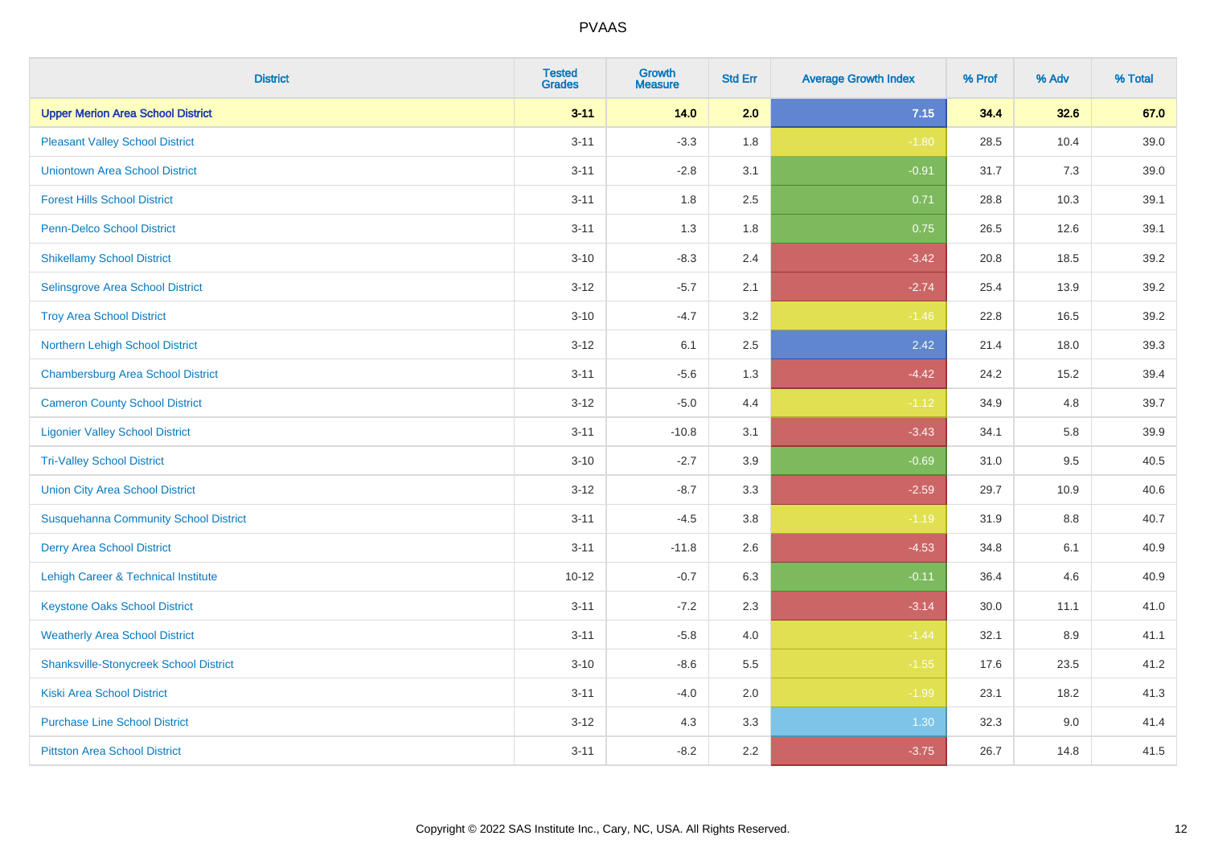| District | Tested Grades | Growth Measure | Std Err | Average Growth Index | % Prof | % Adv | % Total |
|---|---|---|---|---|---|---|---|
| **Upper Merion Area School District** | **3-11** | **14.0** | **2.0** | **7.15** | **34.4** | **32.6** | **67.0** |
| Pleasant Valley School District | 3-11 | -3.3 | 1.8 | -1.80 | 28.5 | 10.4 | 39.0 |
| Uniontown Area School District | 3-11 | -2.8 | 3.1 | -0.91 | 31.7 | 7.3 | 39.0 |
| Forest Hills School District | 3-11 | 1.8 | 2.5 | 0.71 | 28.8 | 10.3 | 39.1 |
| Penn-Delco School District | 3-11 | 1.3 | 1.8 | 0.75 | 26.5 | 12.6 | 39.1 |
| Shikellamy School District | 3-10 | -8.3 | 2.4 | -3.42 | 20.8 | 18.5 | 39.2 |
| Selinsgrove Area School District | 3-12 | -5.7 | 2.1 | -2.74 | 25.4 | 13.9 | 39.2 |
| Troy Area School District | 3-10 | -4.7 | 3.2 | -1.46 | 22.8 | 16.5 | 39.2 |
| Northern Lehigh School District | 3-12 | 6.1 | 2.5 | 2.42 | 21.4 | 18.0 | 39.3 |
| Chambersburg Area School District | 3-11 | -5.6 | 1.3 | -4.42 | 24.2 | 15.2 | 39.4 |
| Cameron County School District | 3-12 | -5.0 | 4.4 | -1.12 | 34.9 | 4.8 | 39.7 |
| Ligonier Valley School District | 3-11 | -10.8 | 3.1 | -3.43 | 34.1 | 5.8 | 39.9 |
| Tri-Valley School District | 3-10 | -2.7 | 3.9 | -0.69 | 31.0 | 9.5 | 40.5 |
| Union City Area School District | 3-12 | -8.7 | 3.3 | -2.59 | 29.7 | 10.9 | 40.6 |
| Susquehanna Community School District | 3-11 | -4.5 | 3.8 | -1.19 | 31.9 | 8.8 | 40.7 |
| Derry Area School District | 3-11 | -11.8 | 2.6 | -4.53 | 34.8 | 6.1 | 40.9 |
| Lehigh Career & Technical Institute | 10-12 | -0.7 | 6.3 | -0.11 | 36.4 | 4.6 | 40.9 |
| Keystone Oaks School District | 3-11 | -7.2 | 2.3 | -3.14 | 30.0 | 11.1 | 41.0 |
| Weatherly Area School District | 3-11 | -5.8 | 4.0 | -1.44 | 32.1 | 8.9 | 41.1 |
| Shanksville-Stonycreek School District | 3-10 | -8.6 | 5.5 | -1.55 | 17.6 | 23.5 | 41.2 |
| Kiski Area School District | 3-11 | -4.0 | 2.0 | -1.99 | 23.1 | 18.2 | 41.3 |
| Purchase Line School District | 3-12 | 4.3 | 3.3 | 1.30 | 32.3 | 9.0 | 41.4 |
| Pittston Area School District | 3-11 | -8.2 | 2.2 | -3.75 | 26.7 | 14.8 | 41.5 |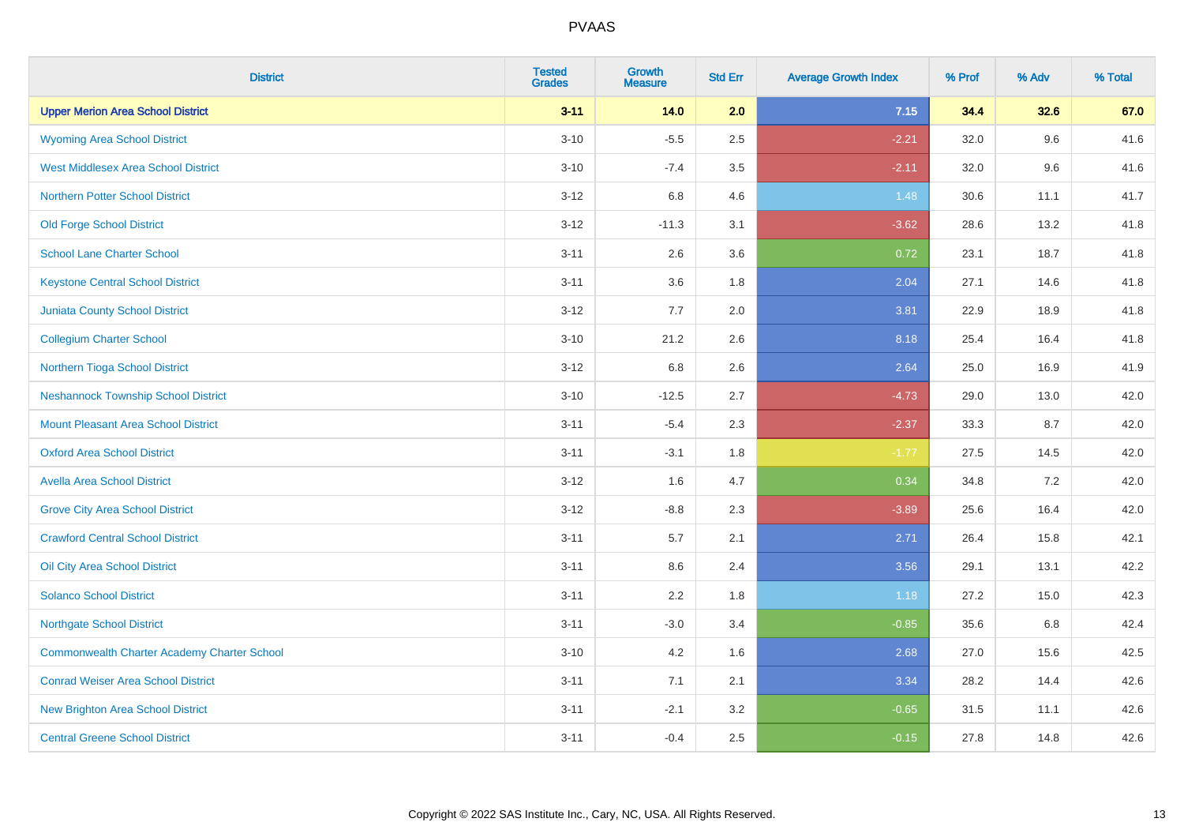| District | Tested Grades | Growth Measure | Std Err | Average Growth Index | % Prof | % Adv | % Total |
|---|---|---|---|---|---|---|---|
| **Upper Merion Area School District** | **3-11** | **14.0** | **2.0** | **7.15** | **34.4** | **32.6** | **67.0** |
| Wyoming Area School District | 3-10 | -5.5 | 2.5 | -2.21 | 32.0 | 9.6 | 41.6 |
| West Middlesex Area School District | 3-10 | -7.4 | 3.5 | -2.11 | 32.0 | 9.6 | 41.6 |
| Northern Potter School District | 3-12 | 6.8 | 4.6 | 1.48 | 30.6 | 11.1 | 41.7 |
| Old Forge School District | 3-12 | -11.3 | 3.1 | -3.62 | 28.6 | 13.2 | 41.8 |
| School Lane Charter School | 3-11 | 2.6 | 3.6 | 0.72 | 23.1 | 18.7 | 41.8 |
| Keystone Central School District | 3-11 | 3.6 | 1.8 | 2.04 | 27.1 | 14.6 | 41.8 |
| Juniata County School District | 3-12 | 7.7 | 2.0 | 3.81 | 22.9 | 18.9 | 41.8 |
| Collegium Charter School | 3-10 | 21.2 | 2.6 | 8.18 | 25.4 | 16.4 | 41.8 |
| Northern Tioga School District | 3-12 | 6.8 | 2.6 | 2.64 | 25.0 | 16.9 | 41.9 |
| Neshannock Township School District | 3-10 | -12.5 | 2.7 | -4.73 | 29.0 | 13.0 | 42.0 |
| Mount Pleasant Area School District | 3-11 | -5.4 | 2.3 | -2.37 | 33.3 | 8.7 | 42.0 |
| Oxford Area School District | 3-11 | -3.1 | 1.8 | -1.77 | 27.5 | 14.5 | 42.0 |
| Avella Area School District | 3-12 | 1.6 | 4.7 | 0.34 | 34.8 | 7.2 | 42.0 |
| Grove City Area School District | 3-12 | -8.8 | 2.3 | -3.89 | 25.6 | 16.4 | 42.0 |
| Crawford Central School District | 3-11 | 5.7 | 2.1 | 2.71 | 26.4 | 15.8 | 42.1 |
| Oil City Area School District | 3-11 | 8.6 | 2.4 | 3.56 | 29.1 | 13.1 | 42.2 |
| Solanco School District | 3-11 | 2.2 | 1.8 | 1.18 | 27.2 | 15.0 | 42.3 |
| Northgate School District | 3-11 | -3.0 | 3.4 | -0.85 | 35.6 | 6.8 | 42.4 |
| Commonwealth Charter Academy Charter School | 3-10 | 4.2 | 1.6 | 2.68 | 27.0 | 15.6 | 42.5 |
| Conrad Weiser Area School District | 3-11 | 7.1 | 2.1 | 3.34 | 28.2 | 14.4 | 42.6 |
| New Brighton Area School District | 3-11 | -2.1 | 3.2 | -0.65 | 31.5 | 11.1 | 42.6 |
| Central Greene School District | 3-11 | -0.4 | 2.5 | -0.15 | 27.8 | 14.8 | 42.6 |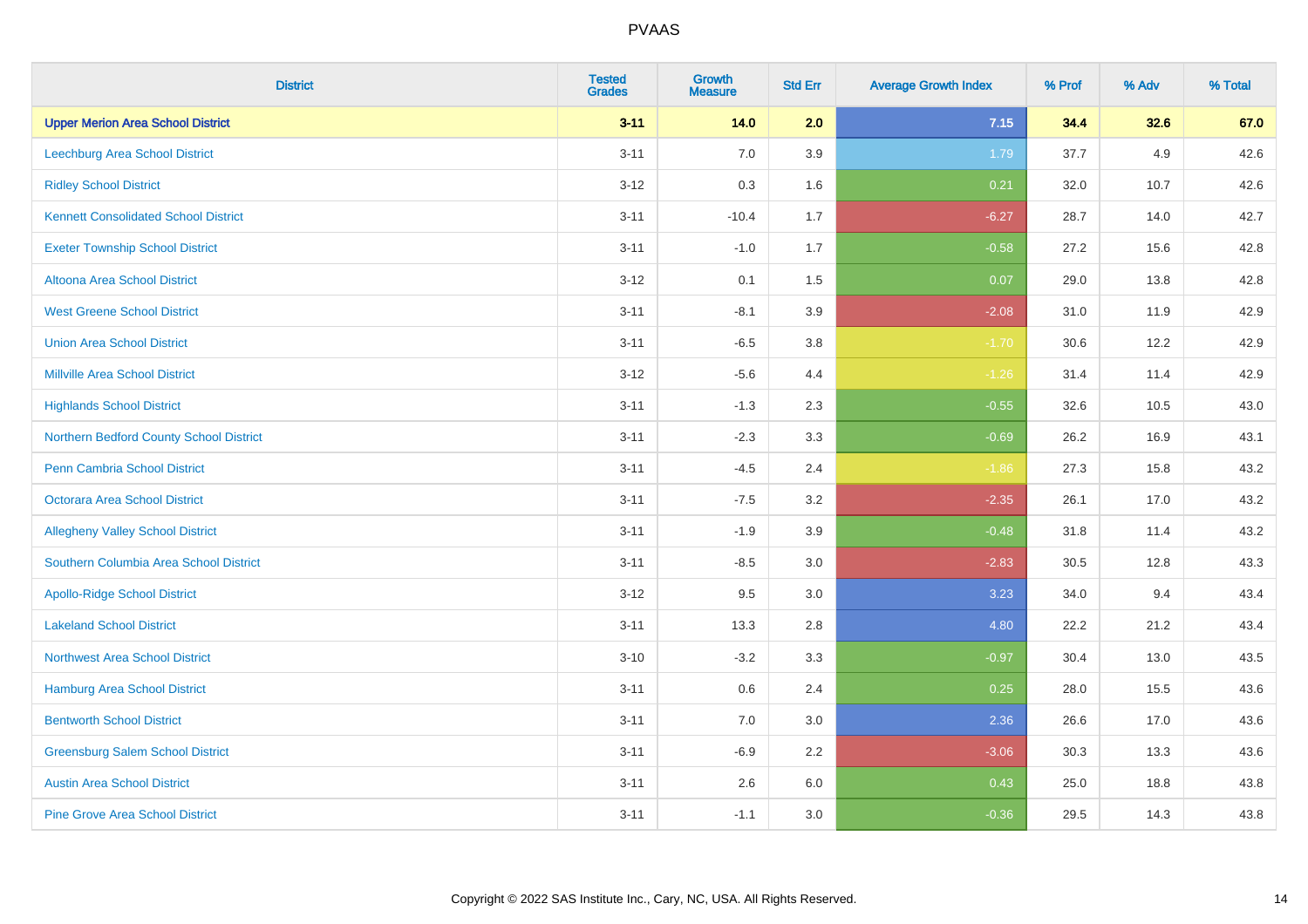# PVAAS

| District | Tested Grades | Growth Measure | Std Err | Average Growth Index | % Prof | % Adv | % Total |
|---|---|---|---|---|---|---|---|
| **Upper Merion Area School District** | **3-11** | **14.0** | **2.0** | **7.15** | **34.4** | **32.6** | **67.0** |
| Leechburg Area School District | 3-11 | 7.0 | 3.9 | 1.79 | 37.7 | 4.9 | 42.6 |
| Ridley School District | 3-12 | 0.3 | 1.6 | 0.21 | 32.0 | 10.7 | 42.6 |
| Kennett Consolidated School District | 3-11 | -10.4 | 1.7 | -6.27 | 28.7 | 14.0 | 42.7 |
| Exeter Township School District | 3-11 | -1.0 | 1.7 | -0.58 | 27.2 | 15.6 | 42.8 |
| Altoona Area School District | 3-12 | 0.1 | 1.5 | 0.07 | 29.0 | 13.8 | 42.8 |
| West Greene School District | 3-11 | -8.1 | 3.9 | -2.08 | 31.0 | 11.9 | 42.9 |
| Union Area School District | 3-11 | -6.5 | 3.8 | -1.70 | 30.6 | 12.2 | 42.9 |
| Millville Area School District | 3-12 | -5.6 | 4.4 | -1.26 | 31.4 | 11.4 | 42.9 |
| Highlands School District | 3-11 | -1.3 | 2.3 | -0.55 | 32.6 | 10.5 | 43.0 |
| Northern Bedford County School District | 3-11 | -2.3 | 3.3 | -0.69 | 26.2 | 16.9 | 43.1 |
| Penn Cambria School District | 3-11 | -4.5 | 2.4 | -1.86 | 27.3 | 15.8 | 43.2 |
| Octorara Area School District | 3-11 | -7.5 | 3.2 | -2.35 | 26.1 | 17.0 | 43.2 |
| Allegheny Valley School District | 3-11 | -1.9 | 3.9 | -0.48 | 31.8 | 11.4 | 43.2 |
| Southern Columbia Area School District | 3-11 | -8.5 | 3.0 | -2.83 | 30.5 | 12.8 | 43.3 |
| Apollo-Ridge School District | 3-12 | 9.5 | 3.0 | 3.23 | 34.0 | 9.4 | 43.4 |
| Lakeland School District | 3-11 | 13.3 | 2.8 | 4.80 | 22.2 | 21.2 | 43.4 |
| Northwest Area School District | 3-10 | -3.2 | 3.3 | -0.97 | 30.4 | 13.0 | 43.5 |
| Hamburg Area School District | 3-11 | 0.6 | 2.4 | 0.25 | 28.0 | 15.5 | 43.6 |
| Bentworth School District | 3-11 | 7.0 | 3.0 | 2.36 | 26.6 | 17.0 | 43.6 |
| Greensburg Salem School District | 3-11 | -6.9 | 2.2 | -3.06 | 30.3 | 13.3 | 43.6 |
| Austin Area School District | 3-11 | 2.6 | 6.0 | 0.43 | 25.0 | 18.8 | 43.8 |
| Pine Grove Area School District | 3-11 | -1.1 | 3.0 | -0.36 | 29.5 | 14.3 | 43.8 |

Copyright © 2022 SAS Institute Inc., Cary, NC, USA. All Rights Reserved.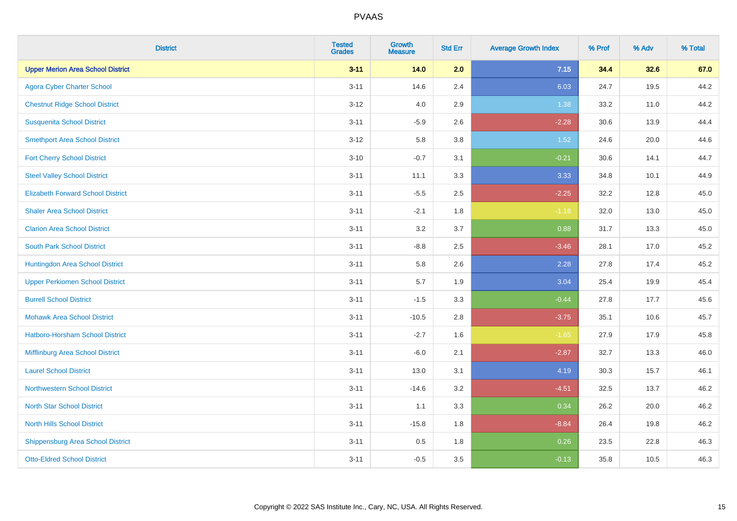| District | Tested Grades | Growth Measure | Std Err | Average Growth Index | % Prof | % Adv | % Total |
|---|---|---|---|---|---|---|---|
| **Upper Merion Area School District** | **3-11** | **14.0** | **2.0** | **7.15** | **34.4** | **32.6** | **67.0** |
| Agora Cyber Charter School | 3-11 | 14.6 | 2.4 | 6.03 | 24.7 | 19.5 | 44.2 |
| Chestnut Ridge School District | 3-12 | 4.0 | 2.9 | 1.38 | 33.2 | 11.0 | 44.2 |
| Susquenita School District | 3-11 | -5.9 | 2.6 | -2.28 | 30.6 | 13.9 | 44.4 |
| Smethport Area School District | 3-12 | 5.8 | 3.8 | 1.52 | 24.6 | 20.0 | 44.6 |
| Fort Cherry School District | 3-10 | -0.7 | 3.1 | -0.21 | 30.6 | 14.1 | 44.7 |
| Steel Valley School District | 3-11 | 11.1 | 3.3 | 3.33 | 34.8 | 10.1 | 44.9 |
| Elizabeth Forward School District | 3-11 | -5.5 | 2.5 | -2.25 | 32.2 | 12.8 | 45.0 |
| Shaler Area School District | 3-11 | -2.1 | 1.8 | -1.18 | 32.0 | 13.0 | 45.0 |
| Clarion Area School District | 3-11 | 3.2 | 3.7 | 0.88 | 31.7 | 13.3 | 45.0 |
| South Park School District | 3-11 | -8.8 | 2.5 | -3.46 | 28.1 | 17.0 | 45.2 |
| Huntingdon Area School District | 3-11 | 5.8 | 2.6 | 2.28 | 27.8 | 17.4 | 45.2 |
| Upper Perkiomen School District | 3-11 | 5.7 | 1.9 | 3.04 | 25.4 | 19.9 | 45.4 |
| Burrell School District | 3-11 | -1.5 | 3.3 | -0.44 | 27.8 | 17.7 | 45.6 |
| Mohawk Area School District | 3-11 | -10.5 | 2.8 | -3.75 | 35.1 | 10.6 | 45.7 |
| Hatboro-Horsham School District | 3-11 | -2.7 | 1.6 | -1.65 | 27.9 | 17.9 | 45.8 |
| Mifflinburg Area School District | 3-11 | -6.0 | 2.1 | -2.87 | 32.7 | 13.3 | 46.0 |
| Laurel School District | 3-11 | 13.0 | 3.1 | 4.19 | 30.3 | 15.7 | 46.1 |
| Northwestern School District | 3-11 | -14.6 | 3.2 | -4.51 | 32.5 | 13.7 | 46.2 |
| North Star School District | 3-11 | 1.1 | 3.3 | 0.34 | 26.2 | 20.0 | 46.2 |
| North Hills School District | 3-11 | -15.8 | 1.8 | -8.84 | 26.4 | 19.8 | 46.2 |
| Shippensburg Area School District | 3-11 | 0.5 | 1.8 | 0.26 | 23.5 | 22.8 | 46.3 |
| Otto-Eldred School District | 3-11 | -0.5 | 3.5 | -0.13 | 35.8 | 10.5 | 46.3 |

Copyright © 2022 SAS Institute Inc., Cary, NC, USA. All Rights Reserved.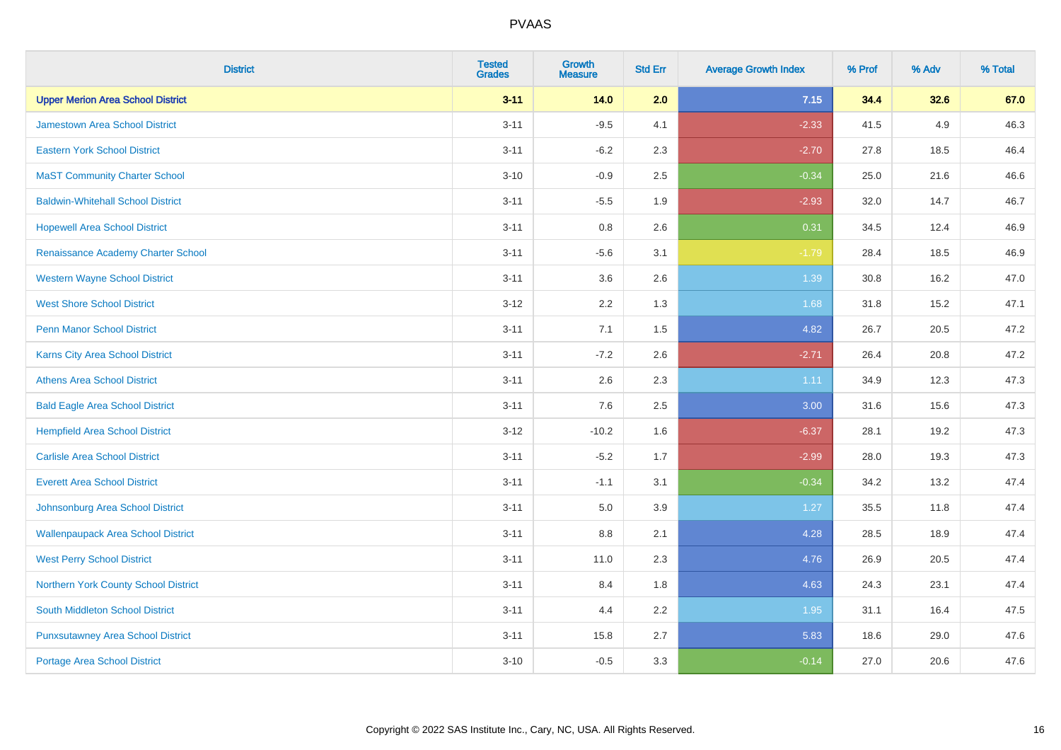# PVAAS

| District | Tested Grades | Growth Measure | Std Err | Average Growth Index | % Prof | % Adv | % Total |
|---|---|---|---|---|---|---|---|
| **Upper Merion Area School District** | **3-11** | **14.0** | **2.0** | **7.15** | **34.4** | **32.6** | **67.0** |
| Jamestown Area School District | 3-11 | -9.5 | 4.1 | -2.33 | 41.5 | 4.9 | 46.3 |
| Eastern York School District | 3-11 | -6.2 | 2.3 | -2.70 | 27.8 | 18.5 | 46.4 |
| MaST Community Charter School | 3-10 | -0.9 | 2.5 | -0.34 | 25.0 | 21.6 | 46.6 |
| Baldwin-Whitehall School District | 3-11 | -5.5 | 1.9 | -2.93 | 32.0 | 14.7 | 46.7 |
| Hopewell Area School District | 3-11 | 0.8 | 2.6 | 0.31 | 34.5 | 12.4 | 46.9 |
| Renaissance Academy Charter School | 3-11 | -5.6 | 3.1 | -1.79 | 28.4 | 18.5 | 46.9 |
| Western Wayne School District | 3-11 | 3.6 | 2.6 | 1.39 | 30.8 | 16.2 | 47.0 |
| West Shore School District | 3-12 | 2.2 | 1.3 | 1.68 | 31.8 | 15.2 | 47.1 |
| Penn Manor School District | 3-11 | 7.1 | 1.5 | 4.82 | 26.7 | 20.5 | 47.2 |
| Karns City Area School District | 3-11 | -7.2 | 2.6 | -2.71 | 26.4 | 20.8 | 47.2 |
| Athens Area School District | 3-11 | 2.6 | 2.3 | 1.11 | 34.9 | 12.3 | 47.3 |
| Bald Eagle Area School District | 3-11 | 7.6 | 2.5 | 3.00 | 31.6 | 15.6 | 47.3 |
| Hempfield Area School District | 3-12 | -10.2 | 1.6 | -6.37 | 28.1 | 19.2 | 47.3 |
| Carlisle Area School District | 3-11 | -5.2 | 1.7 | -2.99 | 28.0 | 19.3 | 47.3 |
| Everett Area School District | 3-11 | -1.1 | 3.1 | -0.34 | 34.2 | 13.2 | 47.4 |
| Johnsonburg Area School District | 3-11 | 5.0 | 3.9 | 1.27 | 35.5 | 11.8 | 47.4 |
| Wallenpaupack Area School District | 3-11 | 8.8 | 2.1 | 4.28 | 28.5 | 18.9 | 47.4 |
| West Perry School District | 3-11 | 11.0 | 2.3 | 4.76 | 26.9 | 20.5 | 47.4 |
| Northern York County School District | 3-11 | 8.4 | 1.8 | 4.63 | 24.3 | 23.1 | 47.4 |
| South Middleton School District | 3-11 | 4.4 | 2.2 | 1.95 | 31.1 | 16.4 | 47.5 |
| Punxsutawney Area School District | 3-11 | 15.8 | 2.7 | 5.83 | 18.6 | 29.0 | 47.6 |
| Portage Area School District | 3-10 | -0.5 | 3.3 | -0.14 | 27.0 | 20.6 | 47.6 |

Copyright © 2022 SAS Institute Inc., Cary, NC, USA. All Rights Reserved.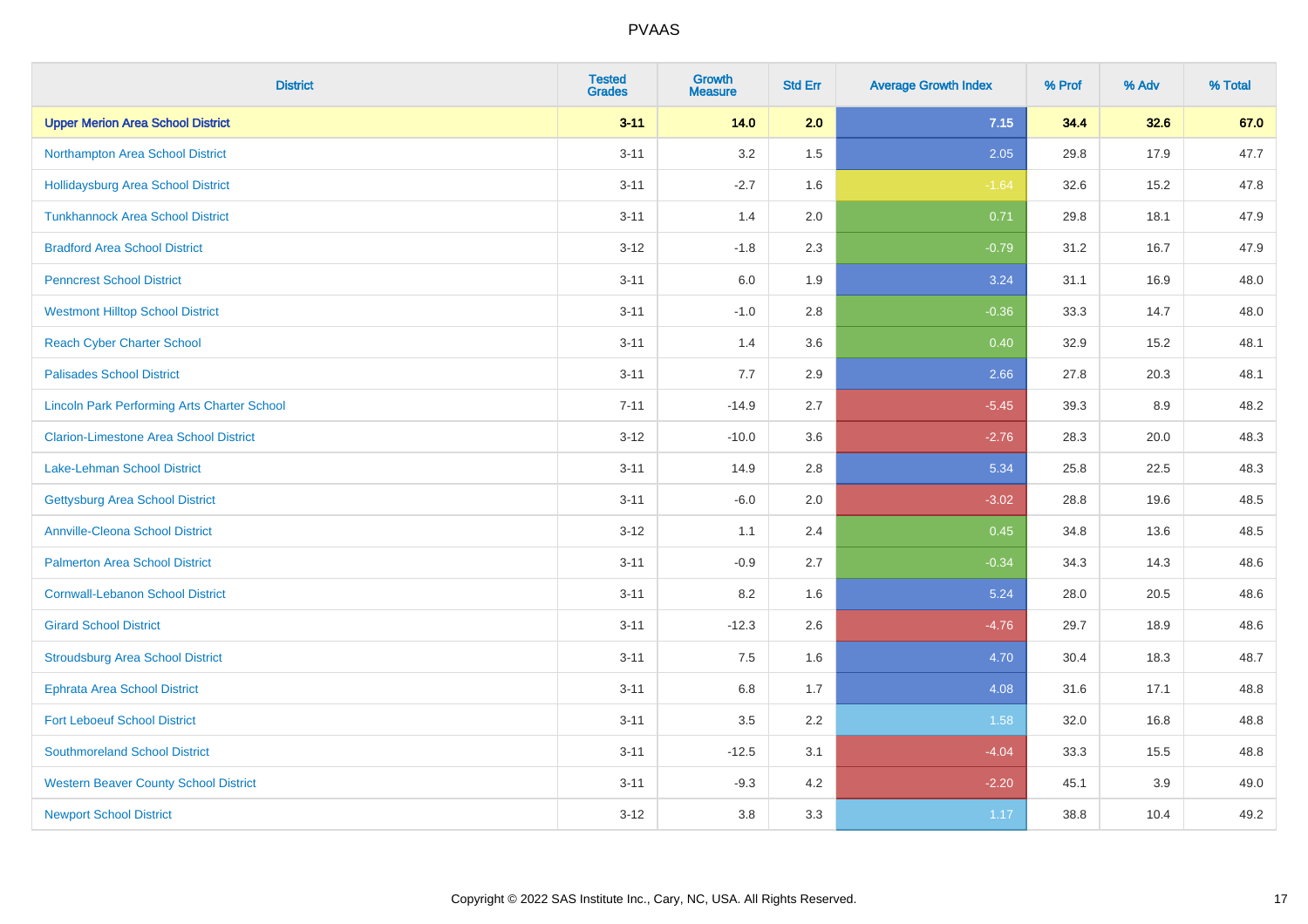| District | Tested Grades | Growth Measure | Std Err | Average Growth Index | % Prof | % Adv | % Total |
|---|---|---|---|---|---|---|---|
| **Upper Merion Area School District** | **3-11** | **14.0** | **2.0** | **7.15** | **34.4** | **32.6** | **67.0** |
| Northampton Area School District | 3-11 | 3.2 | 1.5 | 2.05 | 29.8 | 17.9 | 47.7 |
| Hollidaysburg Area School District | 3-11 | -2.7 | 1.6 | -1.64 | 32.6 | 15.2 | 47.8 |
| Tunkhannock Area School District | 3-11 | 1.4 | 2.0 | 0.71 | 29.8 | 18.1 | 47.9 |
| Bradford Area School District | 3-12 | -1.8 | 2.3 | -0.79 | 31.2 | 16.7 | 47.9 |
| Penncrest School District | 3-11 | 6.0 | 1.9 | 3.24 | 31.1 | 16.9 | 48.0 |
| Westmont Hilltop School District | 3-11 | -1.0 | 2.8 | -0.36 | 33.3 | 14.7 | 48.0 |
| Reach Cyber Charter School | 3-11 | 1.4 | 3.6 | 0.40 | 32.9 | 15.2 | 48.1 |
| Palisades School District | 3-11 | 7.7 | 2.9 | 2.66 | 27.8 | 20.3 | 48.1 |
| Lincoln Park Performing Arts Charter School | 7-11 | -14.9 | 2.7 | -5.45 | 39.3 | 8.9 | 48.2 |
| Clarion-Limestone Area School District | 3-12 | -10.0 | 3.6 | -2.76 | 28.3 | 20.0 | 48.3 |
| Lake-Lehman School District | 3-11 | 14.9 | 2.8 | 5.34 | 25.8 | 22.5 | 48.3 |
| Gettysburg Area School District | 3-11 | -6.0 | 2.0 | -3.02 | 28.8 | 19.6 | 48.5 |
| Annville-Cleona School District | 3-12 | 1.1 | 2.4 | 0.45 | 34.8 | 13.6 | 48.5 |
| Palmerton Area School District | 3-11 | -0.9 | 2.7 | -0.34 | 34.3 | 14.3 | 48.6 |
| Cornwall-Lebanon School District | 3-11 | 8.2 | 1.6 | 5.24 | 28.0 | 20.5 | 48.6 |
| Girard School District | 3-11 | -12.3 | 2.6 | -4.76 | 29.7 | 18.9 | 48.6 |
| Stroudsburg Area School District | 3-11 | 7.5 | 1.6 | 4.70 | 30.4 | 18.3 | 48.7 |
| Ephrata Area School District | 3-11 | 6.8 | 1.7 | 4.08 | 31.6 | 17.1 | 48.8 |
| Fort Leboeuf School District | 3-11 | 3.5 | 2.2 | 1.58 | 32.0 | 16.8 | 48.8 |
| Southmoreland School District | 3-11 | -12.5 | 3.1 | -4.04 | 33.3 | 15.5 | 48.8 |
| Western Beaver County School District | 3-11 | -9.3 | 4.2 | -2.20 | 45.1 | 3.9 | 49.0 |
| Newport School District | 3-12 | 3.8 | 3.3 | 1.17 | 38.8 | 10.4 | 49.2 |

Copyright © 2022 SAS Institute Inc., Cary, NC, USA. All Rights Reserved.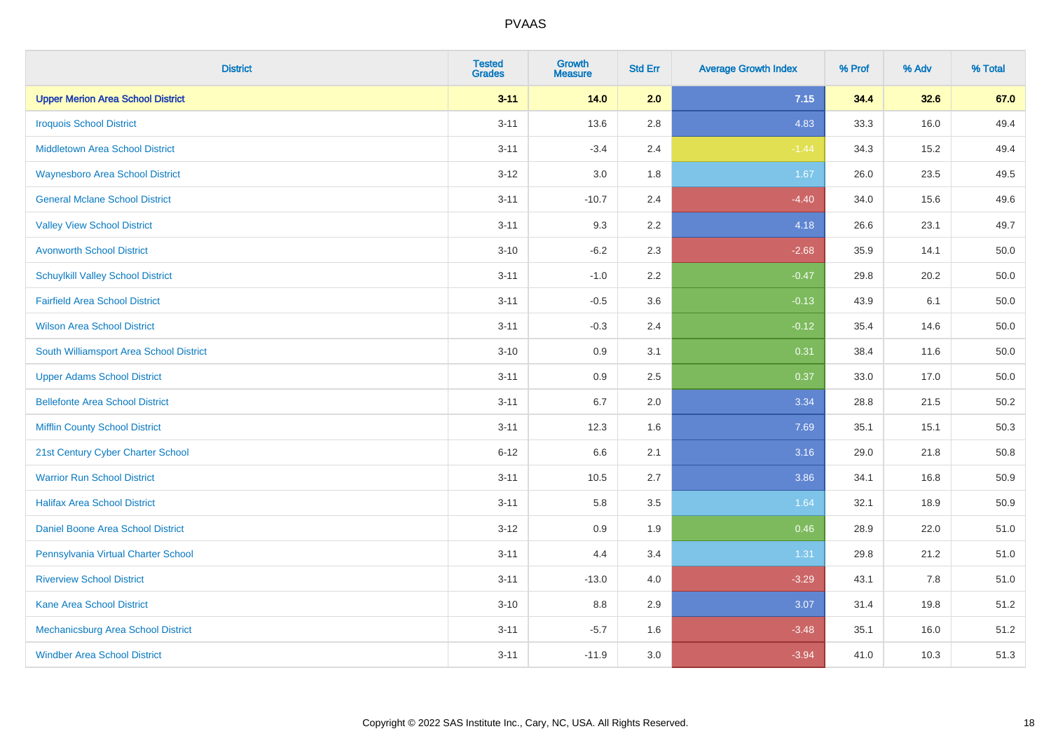# PVAAS

| District | Tested Grades | Growth Measure | Std Err | Average Growth Index | % Prof | % Adv | % Total |
|---|---|---|---|---|---|---|---|
| **Upper Merion Area School District** | **3-11** | **14.0** | **2.0** | **7.15** | **34.4** | **32.6** | **67.0** |
| Iroquois School District | 3-11 | 13.6 | 2.8 | 4.83 | 33.3 | 16.0 | 49.4 |
| Middletown Area School District | 3-11 | -3.4 | 2.4 | -1.44 | 34.3 | 15.2 | 49.4 |
| Waynesboro Area School District | 3-12 | 3.0 | 1.8 | 1.67 | 26.0 | 23.5 | 49.5 |
| General Mclane School District | 3-11 | -10.7 | 2.4 | -4.40 | 34.0 | 15.6 | 49.6 |
| Valley View School District | 3-11 | 9.3 | 2.2 | 4.18 | 26.6 | 23.1 | 49.7 |
| Avonworth School District | 3-10 | -6.2 | 2.3 | -2.68 | 35.9 | 14.1 | 50.0 |
| Schuylkill Valley School District | 3-11 | -1.0 | 2.2 | -0.47 | 29.8 | 20.2 | 50.0 |
| Fairfield Area School District | 3-11 | -0.5 | 3.6 | -0.13 | 43.9 | 6.1 | 50.0 |
| Wilson Area School District | 3-11 | -0.3 | 2.4 | -0.12 | 35.4 | 14.6 | 50.0 |
| South Williamsport Area School District | 3-10 | 0.9 | 3.1 | 0.31 | 38.4 | 11.6 | 50.0 |
| Upper Adams School District | 3-11 | 0.9 | 2.5 | 0.37 | 33.0 | 17.0 | 50.0 |
| Bellefonte Area School District | 3-11 | 6.7 | 2.0 | 3.34 | 28.8 | 21.5 | 50.2 |
| Mifflin County School District | 3-11 | 12.3 | 1.6 | 7.69 | 35.1 | 15.1 | 50.3 |
| 21st Century Cyber Charter School | 6-12 | 6.6 | 2.1 | 3.16 | 29.0 | 21.8 | 50.8 |
| Warrior Run School District | 3-11 | 10.5 | 2.7 | 3.86 | 34.1 | 16.8 | 50.9 |
| Halifax Area School District | 3-11 | 5.8 | 3.5 | 1.64 | 32.1 | 18.9 | 50.9 |
| Daniel Boone Area School District | 3-12 | 0.9 | 1.9 | 0.46 | 28.9 | 22.0 | 51.0 |
| Pennsylvania Virtual Charter School | 3-11 | 4.4 | 3.4 | 1.31 | 29.8 | 21.2 | 51.0 |
| Riverview School District | 3-11 | -13.0 | 4.0 | -3.29 | 43.1 | 7.8 | 51.0 |
| Kane Area School District | 3-10 | 8.8 | 2.9 | 3.07 | 31.4 | 19.8 | 51.2 |
| Mechanicsburg Area School District | 3-11 | -5.7 | 1.6 | -3.48 | 35.1 | 16.0 | 51.2 |
| Windber Area School District | 3-11 | -11.9 | 3.0 | -3.94 | 41.0 | 10.3 | 51.3 |

Copyright © 2022 SAS Institute Inc., Cary, NC, USA. All Rights Reserved.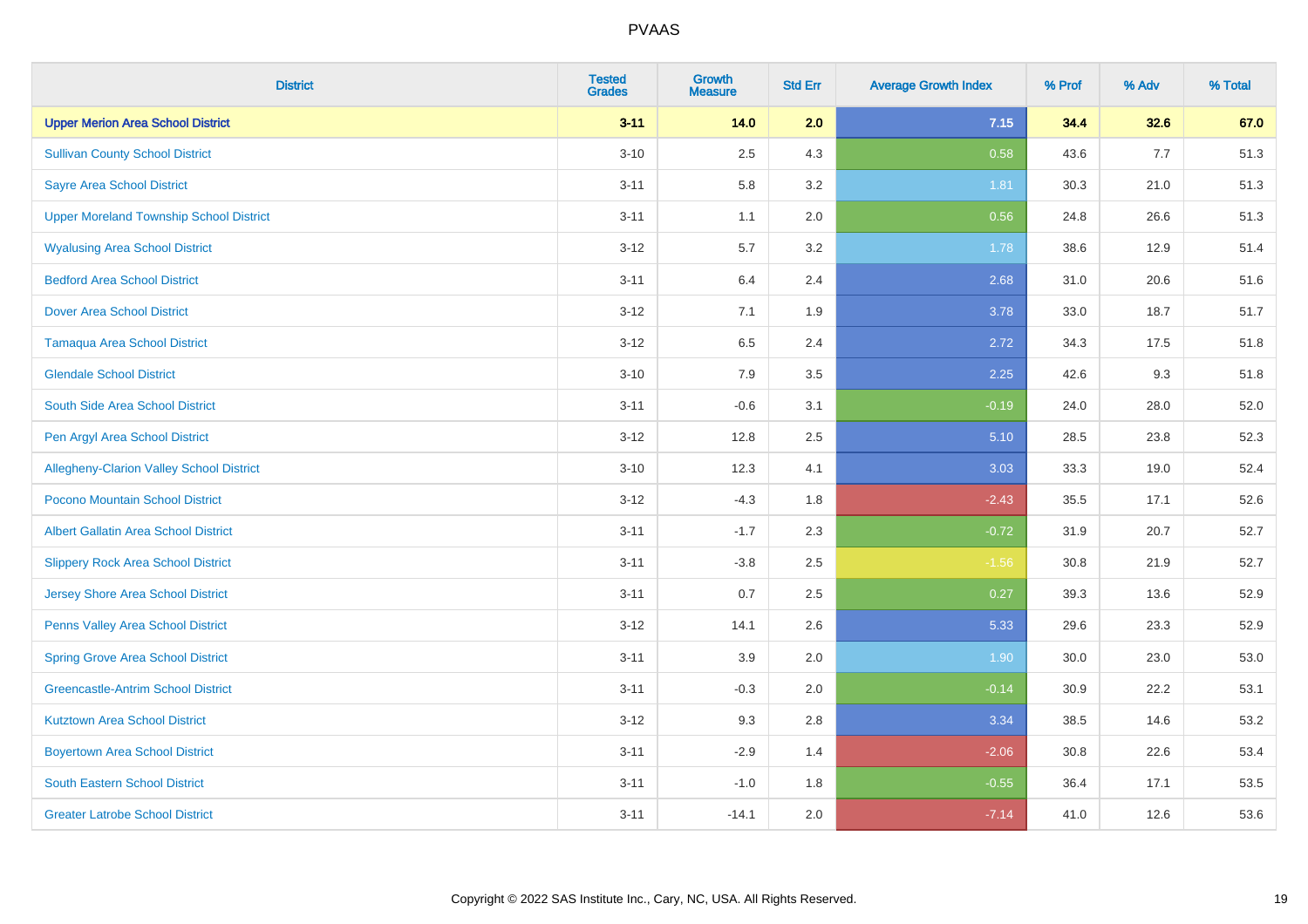# PVAAS

| District | Tested Grades | Growth Measure | Std Err | Average Growth Index | % Prof | % Adv | % Total |
|---|---|---|---|---|---|---|---|
| **Upper Merion Area School District** | **3-11** | **14.0** | **2.0** | **7.15** | **34.4** | **32.6** | **67.0** |
| Sullivan County School District | 3-10 | 2.5 | 4.3 | 0.58 | 43.6 | 7.7 | 51.3 |
| Sayre Area School District | 3-11 | 5.8 | 3.2 | 1.81 | 30.3 | 21.0 | 51.3 |
| Upper Moreland Township School District | 3-11 | 1.1 | 2.0 | 0.56 | 24.8 | 26.6 | 51.3 |
| Wyalusing Area School District | 3-12 | 5.7 | 3.2 | 1.78 | 38.6 | 12.9 | 51.4 |
| Bedford Area School District | 3-11 | 6.4 | 2.4 | 2.68 | 31.0 | 20.6 | 51.6 |
| Dover Area School District | 3-12 | 7.1 | 1.9 | 3.78 | 33.0 | 18.7 | 51.7 |
| Tamaqua Area School District | 3-12 | 6.5 | 2.4 | 2.72 | 34.3 | 17.5 | 51.8 |
| Glendale School District | 3-10 | 7.9 | 3.5 | 2.25 | 42.6 | 9.3 | 51.8 |
| South Side Area School District | 3-11 | -0.6 | 3.1 | -0.19 | 24.0 | 28.0 | 52.0 |
| Pen Argyl Area School District | 3-12 | 12.8 | 2.5 | 5.10 | 28.5 | 23.8 | 52.3 |
| Allegheny-Clarion Valley School District | 3-10 | 12.3 | 4.1 | 3.03 | 33.3 | 19.0 | 52.4 |
| Pocono Mountain School District | 3-12 | -4.3 | 1.8 | -2.43 | 35.5 | 17.1 | 52.6 |
| Albert Gallatin Area School District | 3-11 | -1.7 | 2.3 | -0.72 | 31.9 | 20.7 | 52.7 |
| Slippery Rock Area School District | 3-11 | -3.8 | 2.5 | -1.56 | 30.8 | 21.9 | 52.7 |
| Jersey Shore Area School District | 3-11 | 0.7 | 2.5 | 0.27 | 39.3 | 13.6 | 52.9 |
| Penns Valley Area School District | 3-12 | 14.1 | 2.6 | 5.33 | 29.6 | 23.3 | 52.9 |
| Spring Grove Area School District | 3-11 | 3.9 | 2.0 | 1.90 | 30.0 | 23.0 | 53.0 |
| Greencastle-Antrim School District | 3-11 | -0.3 | 2.0 | -0.14 | 30.9 | 22.2 | 53.1 |
| Kutztown Area School District | 3-12 | 9.3 | 2.8 | 3.34 | 38.5 | 14.6 | 53.2 |
| Boyertown Area School District | 3-11 | -2.9 | 1.4 | -2.06 | 30.8 | 22.6 | 53.4 |
| South Eastern School District | 3-11 | -1.0 | 1.8 | -0.55 | 36.4 | 17.1 | 53.5 |
| Greater Latrobe School District | 3-11 | -14.1 | 2.0 | -7.14 | 41.0 | 12.6 | 53.6 |

Copyright © 2022 SAS Institute Inc., Cary, NC, USA. All Rights Reserved.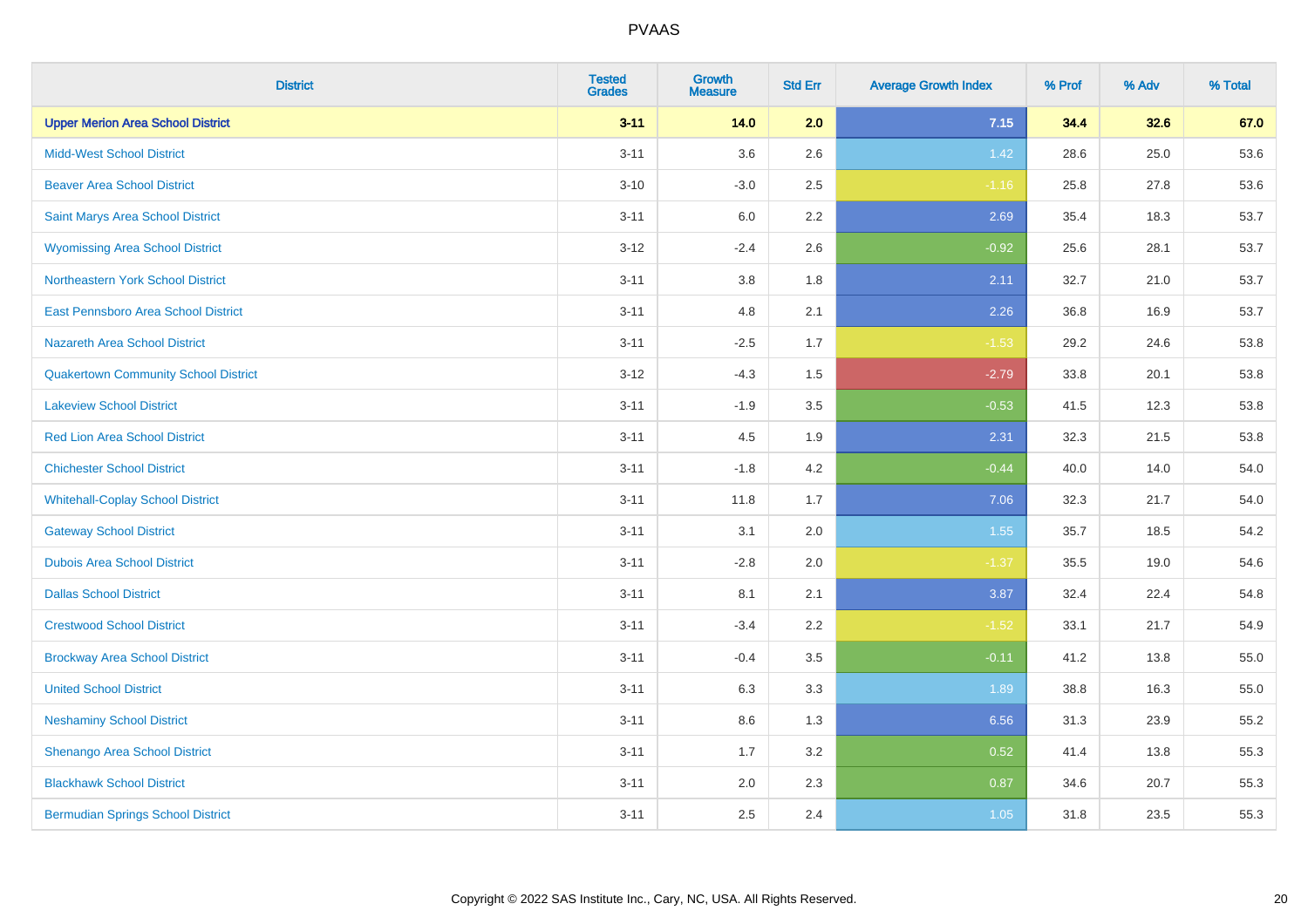| District | Tested Grades | Growth Measure | Std Err | Average Growth Index | % Prof | % Adv | % Total |
|---|---|---|---|---|---|---|---|
| **Upper Merion Area School District** | **3-11** | **14.0** | **2.0** | **7.15** | **34.4** | **32.6** | **67.0** |
| Midd-West School District | 3-11 | 3.6 | 2.6 | 1.42 | 28.6 | 25.0 | 53.6 |
| Beaver Area School District | 3-10 | -3.0 | 2.5 | -1.16 | 25.8 | 27.8 | 53.6 |
| Saint Marys Area School District | 3-11 | 6.0 | 2.2 | 2.69 | 35.4 | 18.3 | 53.7 |
| Wyomissing Area School District | 3-12 | -2.4 | 2.6 | -0.92 | 25.6 | 28.1 | 53.7 |
| Northeastern York School District | 3-11 | 3.8 | 1.8 | 2.11 | 32.7 | 21.0 | 53.7 |
| East Pennsboro Area School District | 3-11 | 4.8 | 2.1 | 2.26 | 36.8 | 16.9 | 53.7 |
| Nazareth Area School District | 3-11 | -2.5 | 1.7 | -1.53 | 29.2 | 24.6 | 53.8 |
| Quakertown Community School District | 3-12 | -4.3 | 1.5 | -2.79 | 33.8 | 20.1 | 53.8 |
| Lakeview School District | 3-11 | -1.9 | 3.5 | -0.53 | 41.5 | 12.3 | 53.8 |
| Red Lion Area School District | 3-11 | 4.5 | 1.9 | 2.31 | 32.3 | 21.5 | 53.8 |
| Chichester School District | 3-11 | -1.8 | 4.2 | -0.44 | 40.0 | 14.0 | 54.0 |
| Whitehall-Coplay School District | 3-11 | 11.8 | 1.7 | 7.06 | 32.3 | 21.7 | 54.0 |
| Gateway School District | 3-11 | 3.1 | 2.0 | 1.55 | 35.7 | 18.5 | 54.2 |
| Dubois Area School District | 3-11 | -2.8 | 2.0 | -1.37 | 35.5 | 19.0 | 54.6 |
| Dallas School District | 3-11 | 8.1 | 2.1 | 3.87 | 32.4 | 22.4 | 54.8 |
| Crestwood School District | 3-11 | -3.4 | 2.2 | -1.52 | 33.1 | 21.7 | 54.9 |
| Brockway Area School District | 3-11 | -0.4 | 3.5 | -0.11 | 41.2 | 13.8 | 55.0 |
| United School District | 3-11 | 6.3 | 3.3 | 1.89 | 38.8 | 16.3 | 55.0 |
| Neshaminy School District | 3-11 | 8.6 | 1.3 | 6.56 | 31.3 | 23.9 | 55.2 |
| Shenango Area School District | 3-11 | 1.7 | 3.2 | 0.52 | 41.4 | 13.8 | 55.3 |
| Blackhawk School District | 3-11 | 2.0 | 2.3 | 0.87 | 34.6 | 20.7 | 55.3 |
| Bermudian Springs School District | 3-11 | 2.5 | 2.4 | 1.05 | 31.8 | 23.5 | 55.3 |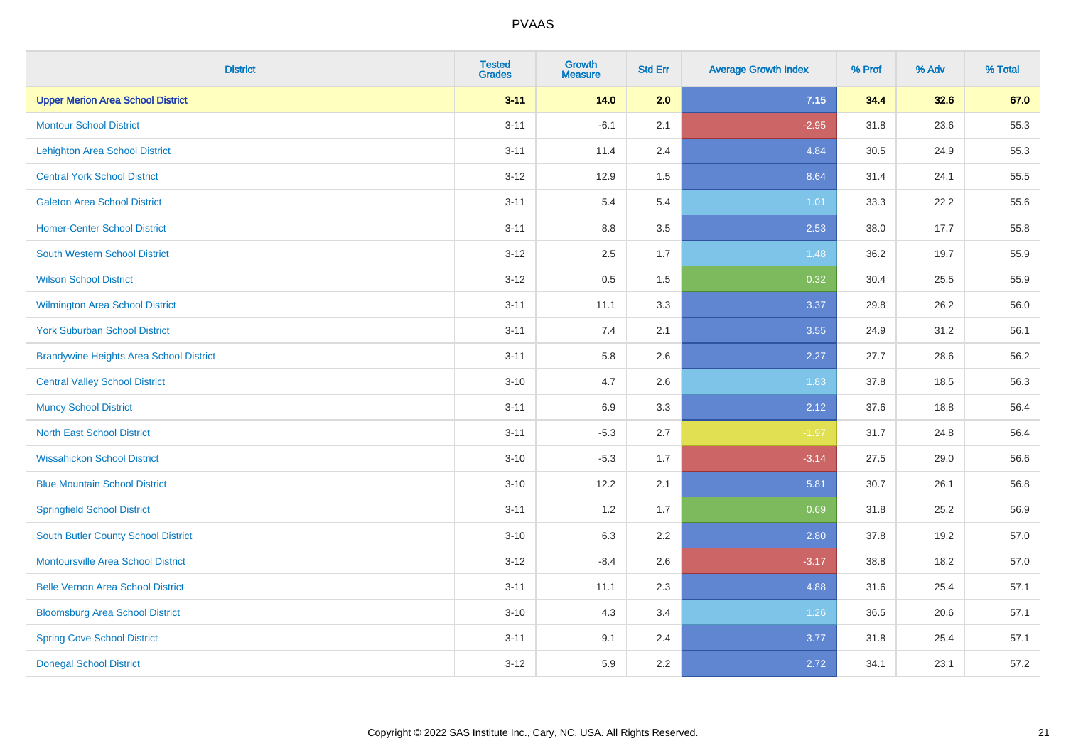| District | Tested Grades | Growth Measure | Std Err | Average Growth Index | % Prof | % Adv | % Total |
|---|---|---|---|---|---|---|---|
| **Upper Merion Area School District** | **3-11** | **14.0** | **2.0** | **7.15** | **34.4** | **32.6** | **67.0** |
| Montour School District | 3-11 | -6.1 | 2.1 | -2.95 | 31.8 | 23.6 | 55.3 |
| Lehighton Area School District | 3-11 | 11.4 | 2.4 | 4.84 | 30.5 | 24.9 | 55.3 |
| Central York School District | 3-12 | 12.9 | 1.5 | 8.64 | 31.4 | 24.1 | 55.5 |
| Galeton Area School District | 3-11 | 5.4 | 5.4 | 1.01 | 33.3 | 22.2 | 55.6 |
| Homer-Center School District | 3-11 | 8.8 | 3.5 | 2.53 | 38.0 | 17.7 | 55.8 |
| South Western School District | 3-12 | 2.5 | 1.7 | 1.48 | 36.2 | 19.7 | 55.9 |
| Wilson School District | 3-12 | 0.5 | 1.5 | 0.32 | 30.4 | 25.5 | 55.9 |
| Wilmington Area School District | 3-11 | 11.1 | 3.3 | 3.37 | 29.8 | 26.2 | 56.0 |
| York Suburban School District | 3-11 | 7.4 | 2.1 | 3.55 | 24.9 | 31.2 | 56.1 |
| Brandywine Heights Area School District | 3-11 | 5.8 | 2.6 | 2.27 | 27.7 | 28.6 | 56.2 |
| Central Valley School District | 3-10 | 4.7 | 2.6 | 1.83 | 37.8 | 18.5 | 56.3 |
| Muncy School District | 3-11 | 6.9 | 3.3 | 2.12 | 37.6 | 18.8 | 56.4 |
| North East School District | 3-11 | -5.3 | 2.7 | -1.97 | 31.7 | 24.8 | 56.4 |
| Wissahickon School District | 3-10 | -5.3 | 1.7 | -3.14 | 27.5 | 29.0 | 56.6 |
| Blue Mountain School District | 3-10 | 12.2 | 2.1 | 5.81 | 30.7 | 26.1 | 56.8 |
| Springfield School District | 3-11 | 1.2 | 1.7 | 0.69 | 31.8 | 25.2 | 56.9 |
| South Butler County School District | 3-10 | 6.3 | 2.2 | 2.80 | 37.8 | 19.2 | 57.0 |
| Montoursville Area School District | 3-12 | -8.4 | 2.6 | -3.17 | 38.8 | 18.2 | 57.0 |
| Belle Vernon Area School District | 3-11 | 11.1 | 2.3 | 4.88 | 31.6 | 25.4 | 57.1 |
| Bloomsburg Area School District | 3-10 | 4.3 | 3.4 | 1.26 | 36.5 | 20.6 | 57.1 |
| Spring Cove School District | 3-11 | 9.1 | 2.4 | 3.77 | 31.8 | 25.4 | 57.1 |
| Donegal School District | 3-12 | 5.9 | 2.2 | 2.72 | 34.1 | 23.1 | 57.2 |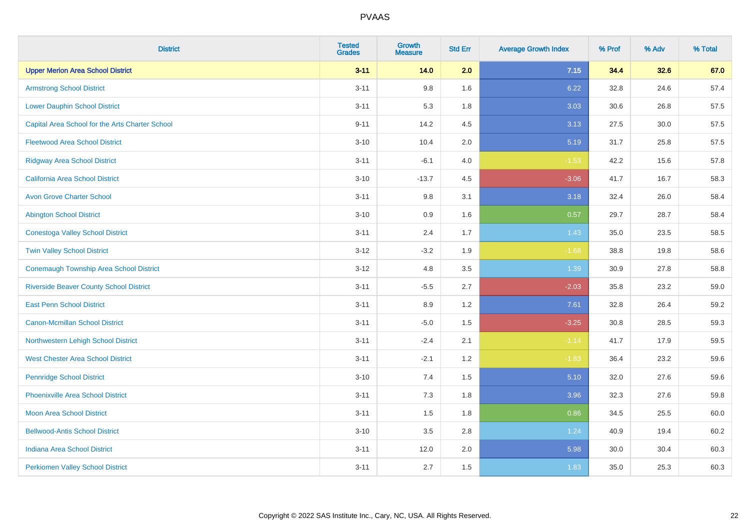# PVAAS

| District | Tested Grades | Growth Measure | Std Err | Average Growth Index | % Prof | % Adv | % Total |
|---|---|---|---|---|---|---|---|
| **Upper Merion Area School District** | **3-11** | **14.0** | **2.0** | **7.15** | **34.4** | **32.6** | **67.0** |
| Armstrong School District | 3-11 | 9.8 | 1.6 | 6.22 | 32.8 | 24.6 | 57.4 |
| Lower Dauphin School District | 3-11 | 5.3 | 1.8 | 3.03 | 30.6 | 26.8 | 57.5 |
| Capital Area School for the Arts Charter School | 9-11 | 14.2 | 4.5 | 3.13 | 27.5 | 30.0 | 57.5 |
| Fleetwood Area School District | 3-10 | 10.4 | 2.0 | 5.19 | 31.7 | 25.8 | 57.5 |
| Ridgway Area School District | 3-11 | -6.1 | 4.0 | -1.53 | 42.2 | 15.6 | 57.8 |
| California Area School District | 3-10 | -13.7 | 4.5 | -3.06 | 41.7 | 16.7 | 58.3 |
| Avon Grove Charter School | 3-11 | 9.8 | 3.1 | 3.18 | 32.4 | 26.0 | 58.4 |
| Abington School District | 3-10 | 0.9 | 1.6 | 0.57 | 29.7 | 28.7 | 58.4 |
| Conestoga Valley School District | 3-11 | 2.4 | 1.7 | 1.43 | 35.0 | 23.5 | 58.5 |
| Twin Valley School District | 3-12 | -3.2 | 1.9 | -1.68 | 38.8 | 19.8 | 58.6 |
| Conemaugh Township Area School District | 3-12 | 4.8 | 3.5 | 1.39 | 30.9 | 27.8 | 58.8 |
| Riverside Beaver County School District | 3-11 | -5.5 | 2.7 | -2.03 | 35.8 | 23.2 | 59.0 |
| East Penn School District | 3-11 | 8.9 | 1.2 | 7.61 | 32.8 | 26.4 | 59.2 |
| Canon-Mcmillan School District | 3-11 | -5.0 | 1.5 | -3.25 | 30.8 | 28.5 | 59.3 |
| Northwestern Lehigh School District | 3-11 | -2.4 | 2.1 | -1.14 | 41.7 | 17.9 | 59.5 |
| West Chester Area School District | 3-11 | -2.1 | 1.2 | -1.83 | 36.4 | 23.2 | 59.6 |
| Pennridge School District | 3-10 | 7.4 | 1.5 | 5.10 | 32.0 | 27.6 | 59.6 |
| Phoenixville Area School District | 3-11 | 7.3 | 1.8 | 3.96 | 32.3 | 27.6 | 59.8 |
| Moon Area School District | 3-11 | 1.5 | 1.8 | 0.86 | 34.5 | 25.5 | 60.0 |
| Bellwood-Antis School District | 3-10 | 3.5 | 2.8 | 1.24 | 40.9 | 19.4 | 60.2 |
| Indiana Area School District | 3-11 | 12.0 | 2.0 | 5.98 | 30.0 | 30.4 | 60.3 |
| Perkiomen Valley School District | 3-11 | 2.7 | 1.5 | 1.83 | 35.0 | 25.3 | 60.3 |

Copyright © 2022 SAS Institute Inc., Cary, NC, USA. All Rights Reserved.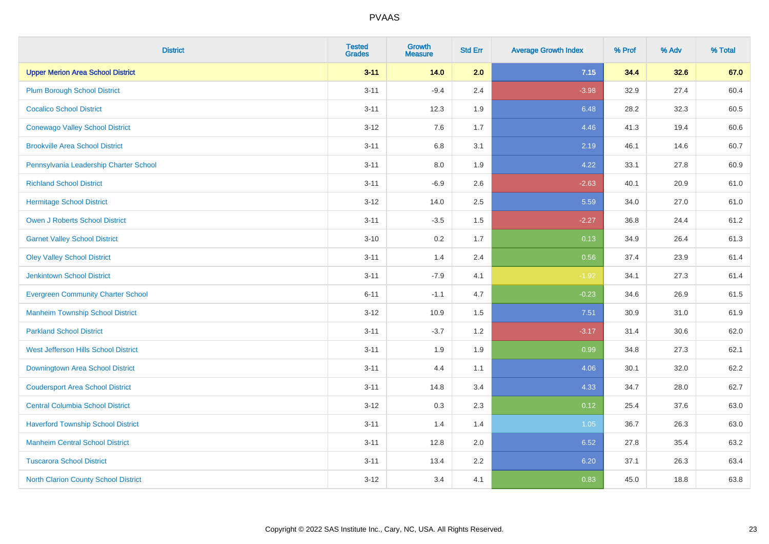| District | Tested Grades | Growth Measure | Std Err | Average Growth Index | % Prof | % Adv | % Total |
|---|---|---|---|---|---|---|---|
| **Upper Merion Area School District** | **3-11** | **14.0** | **2.0** | **7.15** | **34.4** | **32.6** | **67.0** |
| Plum Borough School District | 3-11 | -9.4 | 2.4 | -3.98 | 32.9 | 27.4 | 60.4 |
| Cocalico School District | 3-11 | 12.3 | 1.9 | 6.48 | 28.2 | 32.3 | 60.5 |
| Conewago Valley School District | 3-12 | 7.6 | 1.7 | 4.46 | 41.3 | 19.4 | 60.6 |
| Brookville Area School District | 3-11 | 6.8 | 3.1 | 2.19 | 46.1 | 14.6 | 60.7 |
| Pennsylvania Leadership Charter School | 3-11 | 8.0 | 1.9 | 4.22 | 33.1 | 27.8 | 60.9 |
| Richland School District | 3-11 | -6.9 | 2.6 | -2.63 | 40.1 | 20.9 | 61.0 |
| Hermitage School District | 3-12 | 14.0 | 2.5 | 5.59 | 34.0 | 27.0 | 61.0 |
| Owen J Roberts School District | 3-11 | -3.5 | 1.5 | -2.27 | 36.8 | 24.4 | 61.2 |
| Garnet Valley School District | 3-10 | 0.2 | 1.7 | 0.13 | 34.9 | 26.4 | 61.3 |
| Oley Valley School District | 3-11 | 1.4 | 2.4 | 0.56 | 37.4 | 23.9 | 61.4 |
| Jenkintown School District | 3-11 | -7.9 | 4.1 | -1.92 | 34.1 | 27.3 | 61.4 |
| Evergreen Community Charter School | 6-11 | -1.1 | 4.7 | -0.23 | 34.6 | 26.9 | 61.5 |
| Manheim Township School District | 3-12 | 10.9 | 1.5 | 7.51 | 30.9 | 31.0 | 61.9 |
| Parkland School District | 3-11 | -3.7 | 1.2 | -3.17 | 31.4 | 30.6 | 62.0 |
| West Jefferson Hills School District | 3-11 | 1.9 | 1.9 | 0.99 | 34.8 | 27.3 | 62.1 |
| Downingtown Area School District | 3-11 | 4.4 | 1.1 | 4.06 | 30.1 | 32.0 | 62.2 |
| Coudersport Area School District | 3-11 | 14.8 | 3.4 | 4.33 | 34.7 | 28.0 | 62.7 |
| Central Columbia School District | 3-12 | 0.3 | 2.3 | 0.12 | 25.4 | 37.6 | 63.0 |
| Haverford Township School District | 3-11 | 1.4 | 1.4 | 1.05 | 36.7 | 26.3 | 63.0 |
| Manheim Central School District | 3-11 | 12.8 | 2.0 | 6.52 | 27.8 | 35.4 | 63.2 |
| Tuscarora School District | 3-11 | 13.4 | 2.2 | 6.20 | 37.1 | 26.3 | 63.4 |
| North Clarion County School District | 3-12 | 3.4 | 4.1 | 0.83 | 45.0 | 18.8 | 63.8 |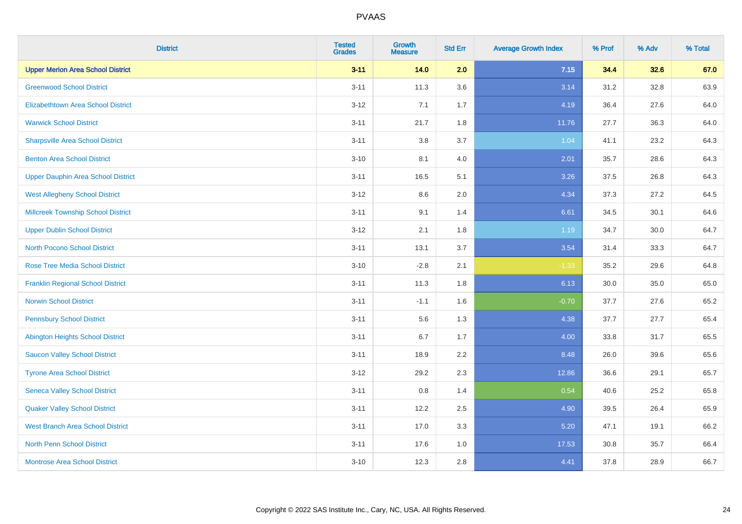# PVAAS

| District | Tested Grades | Growth Measure | Std Err | Average Growth Index | % Prof | % Adv | % Total |
|---|---|---|---|---|---|---|---|
| **Upper Merion Area School District** | **3-11** | **14.0** | **2.0** | **7.15** | **34.4** | **32.6** | **67.0** |
| Greenwood School District | 3-11 | 11.3 | 3.6 | 3.14 | 31.2 | 32.8 | 63.9 |
| Elizabethtown Area School District | 3-12 | 7.1 | 1.7 | 4.19 | 36.4 | 27.6 | 64.0 |
| Warwick School District | 3-11 | 21.7 | 1.8 | 11.76 | 27.7 | 36.3 | 64.0 |
| Sharpsville Area School District | 3-11 | 3.8 | 3.7 | 1.04 | 41.1 | 23.2 | 64.3 |
| Benton Area School District | 3-10 | 8.1 | 4.0 | 2.01 | 35.7 | 28.6 | 64.3 |
| Upper Dauphin Area School District | 3-11 | 16.5 | 5.1 | 3.26 | 37.5 | 26.8 | 64.3 |
| West Allegheny School District | 3-12 | 8.6 | 2.0 | 4.34 | 37.3 | 27.2 | 64.5 |
| Millcreek Township School District | 3-11 | 9.1 | 1.4 | 6.61 | 34.5 | 30.1 | 64.6 |
| Upper Dublin School District | 3-12 | 2.1 | 1.8 | 1.19 | 34.7 | 30.0 | 64.7 |
| North Pocono School District | 3-11 | 13.1 | 3.7 | 3.54 | 31.4 | 33.3 | 64.7 |
| Rose Tree Media School District | 3-10 | -2.8 | 2.1 | -1.33 | 35.2 | 29.6 | 64.8 |
| Franklin Regional School District | 3-11 | 11.3 | 1.8 | 6.13 | 30.0 | 35.0 | 65.0 |
| Norwin School District | 3-11 | -1.1 | 1.6 | -0.70 | 37.7 | 27.6 | 65.2 |
| Pennsbury School District | 3-11 | 5.6 | 1.3 | 4.38 | 37.7 | 27.7 | 65.4 |
| Abington Heights School District | 3-11 | 6.7 | 1.7 | 4.00 | 33.8 | 31.7 | 65.5 |
| Saucon Valley School District | 3-11 | 18.9 | 2.2 | 8.48 | 26.0 | 39.6 | 65.6 |
| Tyrone Area School District | 3-12 | 29.2 | 2.3 | 12.86 | 36.6 | 29.1 | 65.7 |
| Seneca Valley School District | 3-11 | 0.8 | 1.4 | 0.54 | 40.6 | 25.2 | 65.8 |
| Quaker Valley School District | 3-11 | 12.2 | 2.5 | 4.90 | 39.5 | 26.4 | 65.9 |
| West Branch Area School District | 3-11 | 17.0 | 3.3 | 5.20 | 47.1 | 19.1 | 66.2 |
| North Penn School District | 3-11 | 17.6 | 1.0 | 17.53 | 30.8 | 35.7 | 66.4 |
| Montrose Area School District | 3-10 | 12.3 | 2.8 | 4.41 | 37.8 | 28.9 | 66.7 |

Copyright © 2022 SAS Institute Inc., Cary, NC, USA. All Rights Reserved.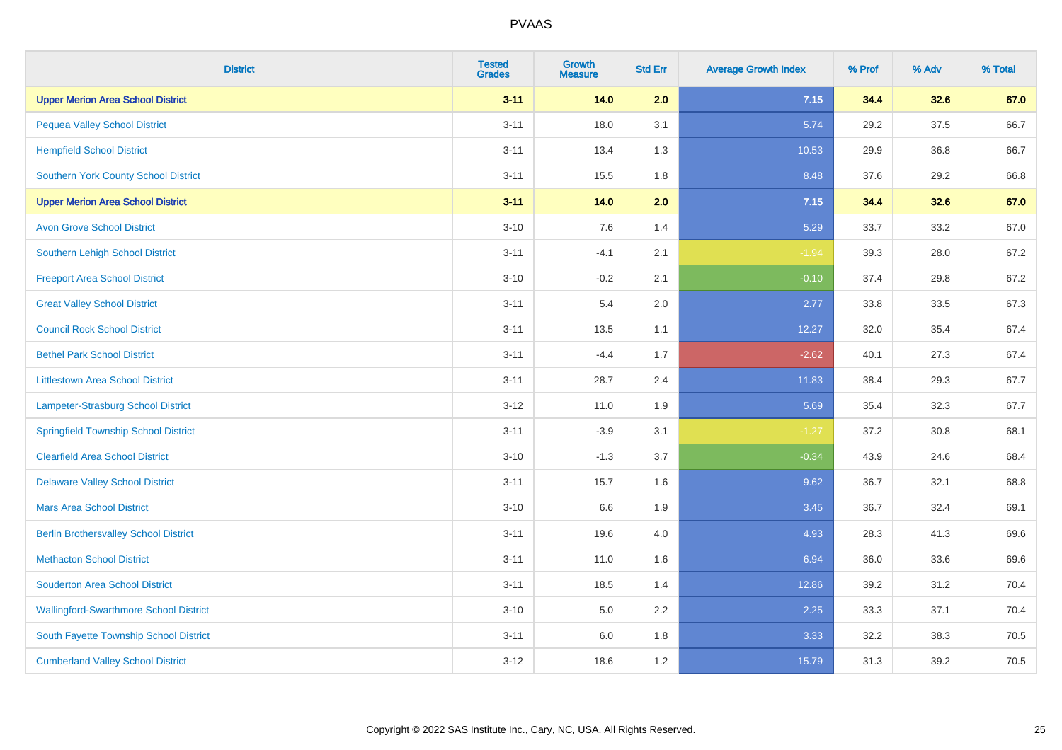# PVAAS

| District | Tested Grades | Growth Measure | Std Err | Average Growth Index | % Prof | % Adv | % Total |
|---|---|---|---|---|---|---|---|
| **Upper Merion Area School District** | **3-11** | **14.0** | **2.0** | **7.15** | **34.4** | **32.6** | **67.0** |
| Pequea Valley School District | 3-11 | 18.0 | 3.1 | 5.74 | 29.2 | 37.5 | 66.7 |
| Hempfield School District | 3-11 | 13.4 | 1.3 | 10.53 | 29.9 | 36.8 | 66.7 |
| Southern York County School District | 3-11 | 15.5 | 1.8 | 8.48 | 37.6 | 29.2 | 66.8 |
| **Upper Merion Area School District** | **3-11** | **14.0** | **2.0** | **7.15** | **34.4** | **32.6** | **67.0** |
| Avon Grove School District | 3-10 | 7.6 | 1.4 | 5.29 | 33.7 | 33.2 | 67.0 |
| Southern Lehigh School District | 3-11 | -4.1 | 2.1 | -1.94 | 39.3 | 28.0 | 67.2 |
| Freeport Area School District | 3-10 | -0.2 | 2.1 | -0.10 | 37.4 | 29.8 | 67.2 |
| Great Valley School District | 3-11 | 5.4 | 2.0 | 2.77 | 33.8 | 33.5 | 67.3 |
| Council Rock School District | 3-11 | 13.5 | 1.1 | 12.27 | 32.0 | 35.4 | 67.4 |
| Bethel Park School District | 3-11 | -4.4 | 1.7 | -2.62 | 40.1 | 27.3 | 67.4 |
| Littlestown Area School District | 3-11 | 28.7 | 2.4 | 11.83 | 38.4 | 29.3 | 67.7 |
| Lampeter-Strasburg School District | 3-12 | 11.0 | 1.9 | 5.69 | 35.4 | 32.3 | 67.7 |
| Springfield Township School District | 3-11 | -3.9 | 3.1 | -1.27 | 37.2 | 30.8 | 68.1 |
| Clearfield Area School District | 3-10 | -1.3 | 3.7 | -0.34 | 43.9 | 24.6 | 68.4 |
| Delaware Valley School District | 3-11 | 15.7 | 1.6 | 9.62 | 36.7 | 32.1 | 68.8 |
| Mars Area School District | 3-10 | 6.6 | 1.9 | 3.45 | 36.7 | 32.4 | 69.1 |
| Berlin Brothersvalley School District | 3-11 | 19.6 | 4.0 | 4.93 | 28.3 | 41.3 | 69.6 |
| Methacton School District | 3-11 | 11.0 | 1.6 | 6.94 | 36.0 | 33.6 | 69.6 |
| Souderton Area School District | 3-11 | 18.5 | 1.4 | 12.86 | 39.2 | 31.2 | 70.4 |
| Wallingford-Swarthmore School District | 3-10 | 5.0 | 2.2 | 2.25 | 33.3 | 37.1 | 70.4 |
| South Fayette Township School District | 3-11 | 6.0 | 1.8 | 3.33 | 32.2 | 38.3 | 70.5 |
| Cumberland Valley School District | 3-12 | 18.6 | 1.2 | 15.79 | 31.3 | 39.2 | 70.5 |

Copyright © 2022 SAS Institute Inc., Cary, NC, USA. All Rights Reserved.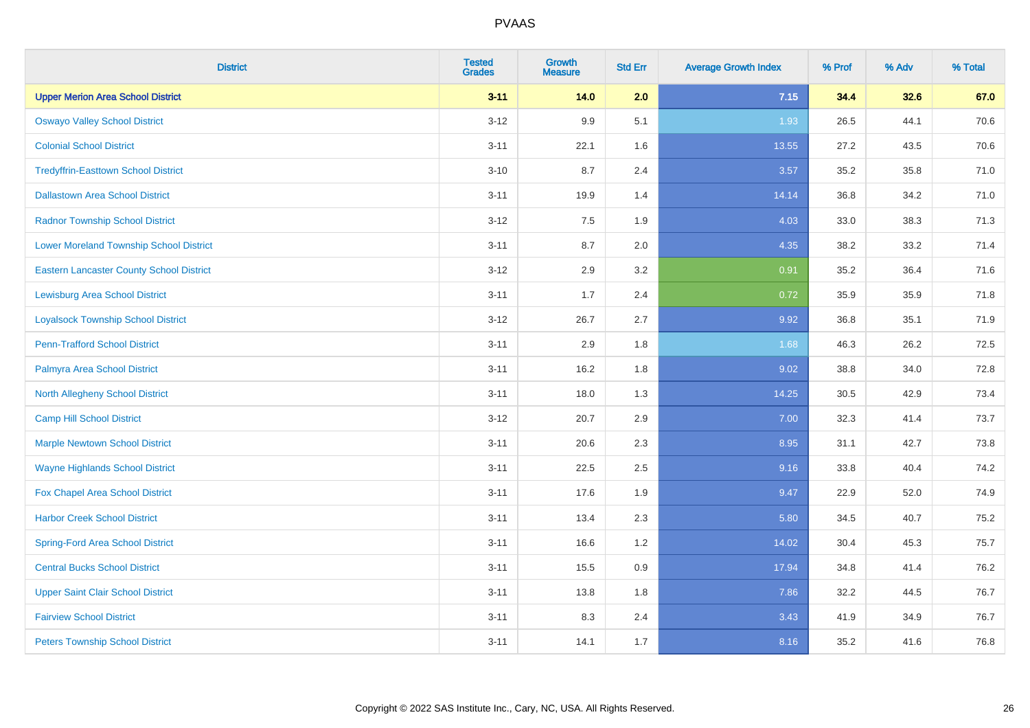| District | Tested Grades | Growth Measure | Std Err | Average Growth Index | % Prof | % Adv | % Total |
|---|---|---|---|---|---|---|---|
| **Upper Merion Area School District** | **3-11** | **14.0** | **2.0** | **7.15** | **34.4** | **32.6** | **67.0** |
| Oswayo Valley School District | 3-12 | 9.9 | 5.1 | 1.93 | 26.5 | 44.1 | 70.6 |
| Colonial School District | 3-11 | 22.1 | 1.6 | 13.55 | 27.2 | 43.5 | 70.6 |
| Tredyffrin-Easttown School District | 3-10 | 8.7 | 2.4 | 3.57 | 35.2 | 35.8 | 71.0 |
| Dallastown Area School District | 3-11 | 19.9 | 1.4 | 14.14 | 36.8 | 34.2 | 71.0 |
| Radnor Township School District | 3-12 | 7.5 | 1.9 | 4.03 | 33.0 | 38.3 | 71.3 |
| Lower Moreland Township School District | 3-11 | 8.7 | 2.0 | 4.35 | 38.2 | 33.2 | 71.4 |
| Eastern Lancaster County School District | 3-12 | 2.9 | 3.2 | 0.91 | 35.2 | 36.4 | 71.6 |
| Lewisburg Area School District | 3-11 | 1.7 | 2.4 | 0.72 | 35.9 | 35.9 | 71.8 |
| Loyalsock Township School District | 3-12 | 26.7 | 2.7 | 9.92 | 36.8 | 35.1 | 71.9 |
| Penn-Trafford School District | 3-11 | 2.9 | 1.8 | 1.68 | 46.3 | 26.2 | 72.5 |
| Palmyra Area School District | 3-11 | 16.2 | 1.8 | 9.02 | 38.8 | 34.0 | 72.8 |
| North Allegheny School District | 3-11 | 18.0 | 1.3 | 14.25 | 30.5 | 42.9 | 73.4 |
| Camp Hill School District | 3-12 | 20.7 | 2.9 | 7.00 | 32.3 | 41.4 | 73.7 |
| Marple Newtown School District | 3-11 | 20.6 | 2.3 | 8.95 | 31.1 | 42.7 | 73.8 |
| Wayne Highlands School District | 3-11 | 22.5 | 2.5 | 9.16 | 33.8 | 40.4 | 74.2 |
| Fox Chapel Area School District | 3-11 | 17.6 | 1.9 | 9.47 | 22.9 | 52.0 | 74.9 |
| Harbor Creek School District | 3-11 | 13.4 | 2.3 | 5.80 | 34.5 | 40.7 | 75.2 |
| Spring-Ford Area School District | 3-11 | 16.6 | 1.2 | 14.02 | 30.4 | 45.3 | 75.7 |
| Central Bucks School District | 3-11 | 15.5 | 0.9 | 17.94 | 34.8 | 41.4 | 76.2 |
| Upper Saint Clair School District | 3-11 | 13.8 | 1.8 | 7.86 | 32.2 | 44.5 | 76.7 |
| Fairview School District | 3-11 | 8.3 | 2.4 | 3.43 | 41.9 | 34.9 | 76.7 |
| Peters Township School District | 3-11 | 14.1 | 1.7 | 8.16 | 35.2 | 41.6 | 76.8 |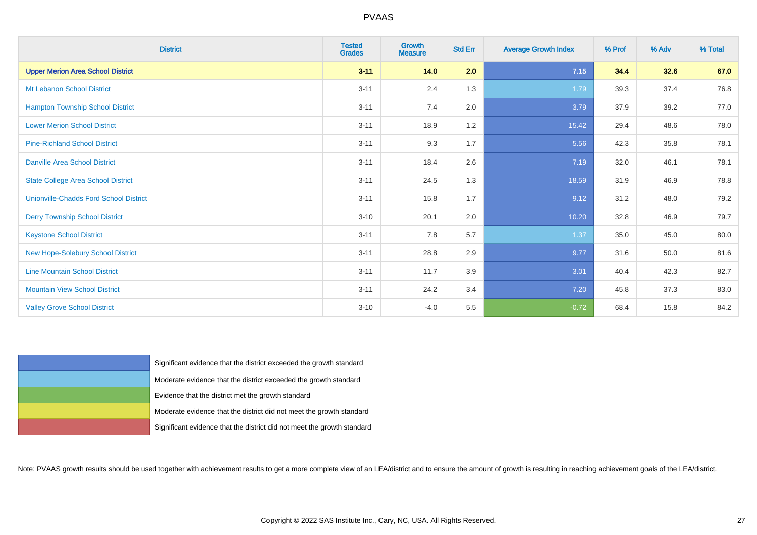# PVAAS

| District | Tested Grades | Growth Measure | Std Err | Average Growth Index | % Prof | % Adv | % Total |
|---|---|---|---|---|---|---|---|
| **Upper Merion Area School District** | **3-11** | **14.0** | **2.0** | **7.15** | **34.4** | **32.6** | **67.0** |
| Mt Lebanon School District | 3-11 | 2.4 | 1.3 | 1.79 | 39.3 | 37.4 | 76.8 |
| Hampton Township School District | 3-11 | 7.4 | 2.0 | 3.79 | 37.9 | 39.2 | 77.0 |
| Lower Merion School District | 3-11 | 18.9 | 1.2 | 15.42 | 29.4 | 48.6 | 78.0 |
| Pine-Richland School District | 3-11 | 9.3 | 1.7 | 5.56 | 42.3 | 35.8 | 78.1 |
| Danville Area School District | 3-11 | 18.4 | 2.6 | 7.19 | 32.0 | 46.1 | 78.1 |
| State College Area School District | 3-11 | 24.5 | 1.3 | 18.59 | 31.9 | 46.9 | 78.8 |
| Unionville-Chadds Ford School District | 3-11 | 15.8 | 1.7 | 9.12 | 31.2 | 48.0 | 79.2 |
| Derry Township School District | 3-10 | 20.1 | 2.0 | 10.20 | 32.8 | 46.9 | 79.7 |
| Keystone School District | 3-11 | 7.8 | 5.7 | 1.37 | 35.0 | 45.0 | 80.0 |
| New Hope-Solebury School District | 3-11 | 28.8 | 2.9 | 9.77 | 31.6 | 50.0 | 81.6 |
| Line Mountain School District | 3-11 | 11.7 | 3.9 | 3.01 | 40.4 | 42.3 | 82.7 |
| Mountain View School District | 3-11 | 24.2 | 3.4 | 7.20 | 45.8 | 37.3 | 83.0 |
| Valley Grove School District | 3-10 | -4.0 | 5.5 | -0.72 | 68.4 | 15.8 | 84.2 |

- Significant evidence that the district exceeded the growth standard
- Moderate evidence that the district exceeded the growth standard
- Evidence that the district met the growth standard
- Moderate evidence that the district did not meet the growth standard
- Significant evidence that the district did not meet the growth standard

Note: PVAAS growth results should be used together with achievement results to get a more complete view of an LEA/district and to ensure the amount of growth is resulting in reaching achievement goals of the LEA/district.

Copyright © 2022 SAS Institute Inc., Cary, NC, USA. All Rights Reserved.